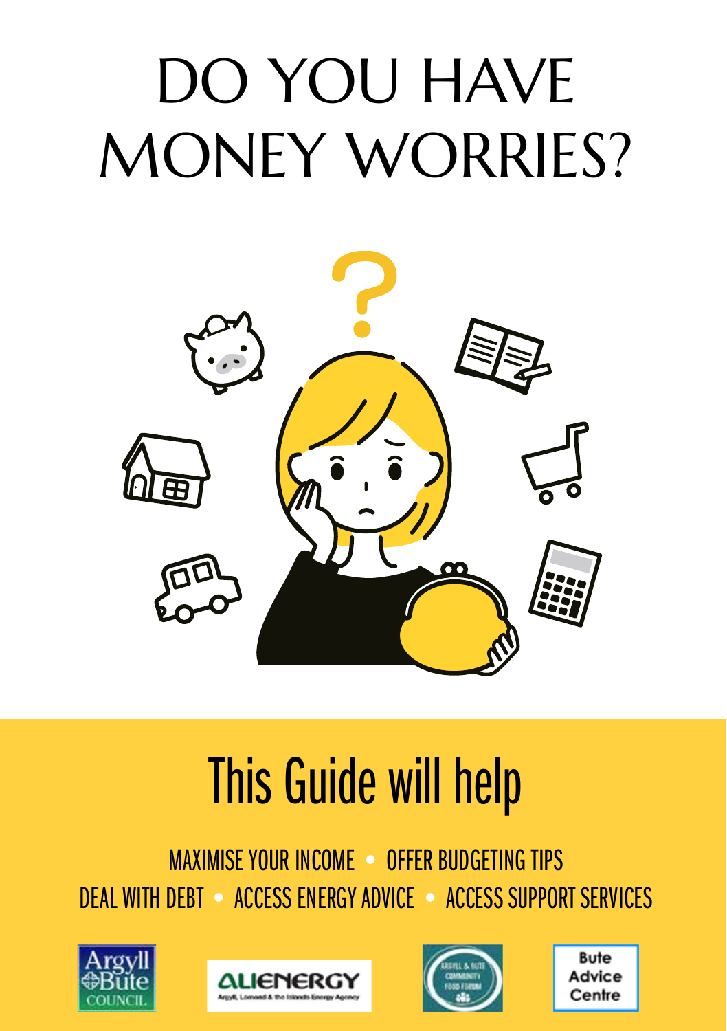# DO YOU HAVE MONEY WORRIES?

## This Guide will help

MAXIMISE YOUR INCOME • OFFER BUDGETING TIPS

DEAL WITH DEBT • ACCESS ENERGY ADVICE • ACCESS SUPPORT SERVICES

Argyll & Bute Council | ALIENERGY Argyll, Lomond & the Islands Energy Agency | Argyll & Bute Community Food Forum | Bute Advice Centre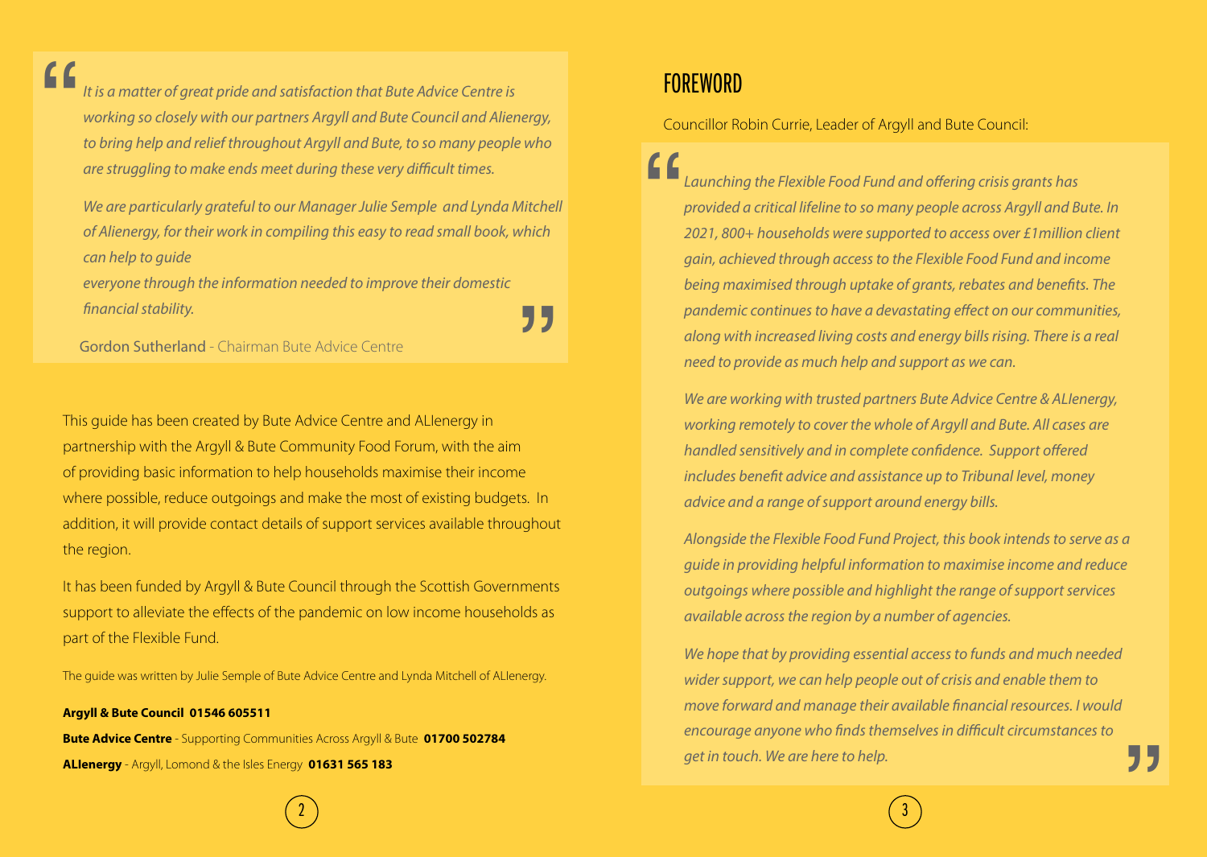*It is a matter of great pride and satisfaction that Bute Advice Centre is working so closely with our partners Argyll and Bute Council and Alienergy, to bring help and relief throughout Argyll and Bute, to so many people who are struggling to make ends meet during these very difficult times.*

*We are particularly grateful to our Manager Julie Semple and Lynda Mitchell of Alienergy, for their work in compiling this easy to read small book, which can help to guide everyone through the information needed to improve their domestic financial stability.*

Gordon Sutherland - Chairman Bute Advice Centre

This guide has been created by Bute Advice Centre and ALIenergy in partnership with the Argyll & Bute Community Food Forum, with the aim of providing basic information to help households maximise their income where possible, reduce outgoings and make the most of existing budgets. In addition, it will provide contact details of support services available throughout the region.

It has been funded by Argyll & Bute Council through the Scottish Governments support to alleviate the effects of the pandemic on low income households as part of the Flexible Fund.

The guide was written by Julie Semple of Bute Advice Centre and Lynda Mitchell of ALIenergy.

**Argyll & Bute Council 01546 605511**

**Bute Advice Centre** - Supporting Communities Across Argyll & Bute **01700 502784**

**ALIenergy** - Argyll, Lomond & the Isles Energy **01631 565 183**

# FOREWORD

Councillor Robin Currie, Leader of Argyll and Bute Council:

*Launching the Flexible Food Fund and offering crisis grants has provided a critical lifeline to so many people across Argyll and Bute. In 2021, 800+ households were supported to access over £1million client gain, achieved through access to the Flexible Food Fund and income being maximised through uptake of grants, rebates and benefits. The pandemic continues to have a devastating effect on our communities, along with increased living costs and energy bills rising. There is a real need to provide as much help and support as we can.*

*We are working with trusted partners Bute Advice Centre & ALIenergy, working remotely to cover the whole of Argyll and Bute. All cases are handled sensitively and in complete confidence. Support offered includes benefit advice and assistance up to Tribunal level, money advice and a range of support around energy bills.*

*Alongside the Flexible Food Fund Project, this book intends to serve as a guide in providing helpful information to maximise income and reduce outgoings where possible and highlight the range of support services available across the region by a number of agencies.*

*We hope that by providing essential access to funds and much needed wider support, we can help people out of crisis and enable them to move forward and manage their available financial resources. I would encourage anyone who finds themselves in difficult circumstances to get in touch. We are here to help.*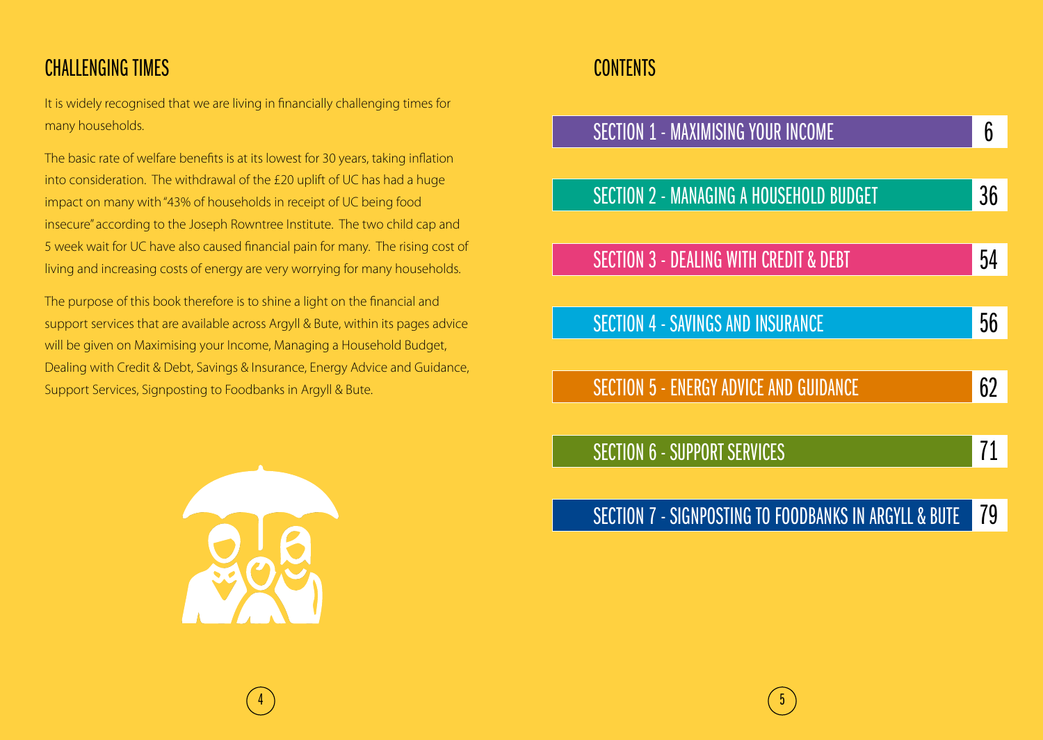## CHALLENGING TIMES

It is widely recognised that we are living in financially challenging times for many households.

The basic rate of welfare benefits is at its lowest for 30 years, taking inflation into consideration. The withdrawal of the £20 uplift of UC has had a huge impact on many with "43% of households in receipt of UC being food insecure" according to the Joseph Rowntree Institute. The two child cap and 5 week wait for UC have also caused financial pain for many. The rising cost of living and increasing costs of energy are very worrying for many households.

The purpose of this book therefore is to shine a light on the financial and support services that are available across Argyll & Bute, within its pages advice will be given on Maximising your Income, Managing a Household Budget, Dealing with Credit & Debt, Savings & Insurance, Energy Advice and Guidance, Support Services, Signposting to Foodbanks in Argyll & Bute.

## CONTENTS

| Section | Page |
| --- | --- |
| SECTION 1 - MAXIMISING YOUR INCOME | 6 |
| SECTION 2 - MANAGING A HOUSEHOLD BUDGET | 36 |
| SECTION 3 - DEALING WITH CREDIT & DEBT | 54 |
| SECTION 4 - SAVINGS AND INSURANCE | 56 |
| SECTION 5 - ENERGY ADVICE AND GUIDANCE | 62 |
| SECTION 6 - SUPPORT SERVICES | 71 |
| SECTION 7 - SIGNPOSTING TO FOODBANKS IN ARGYLL & BUTE | 79 |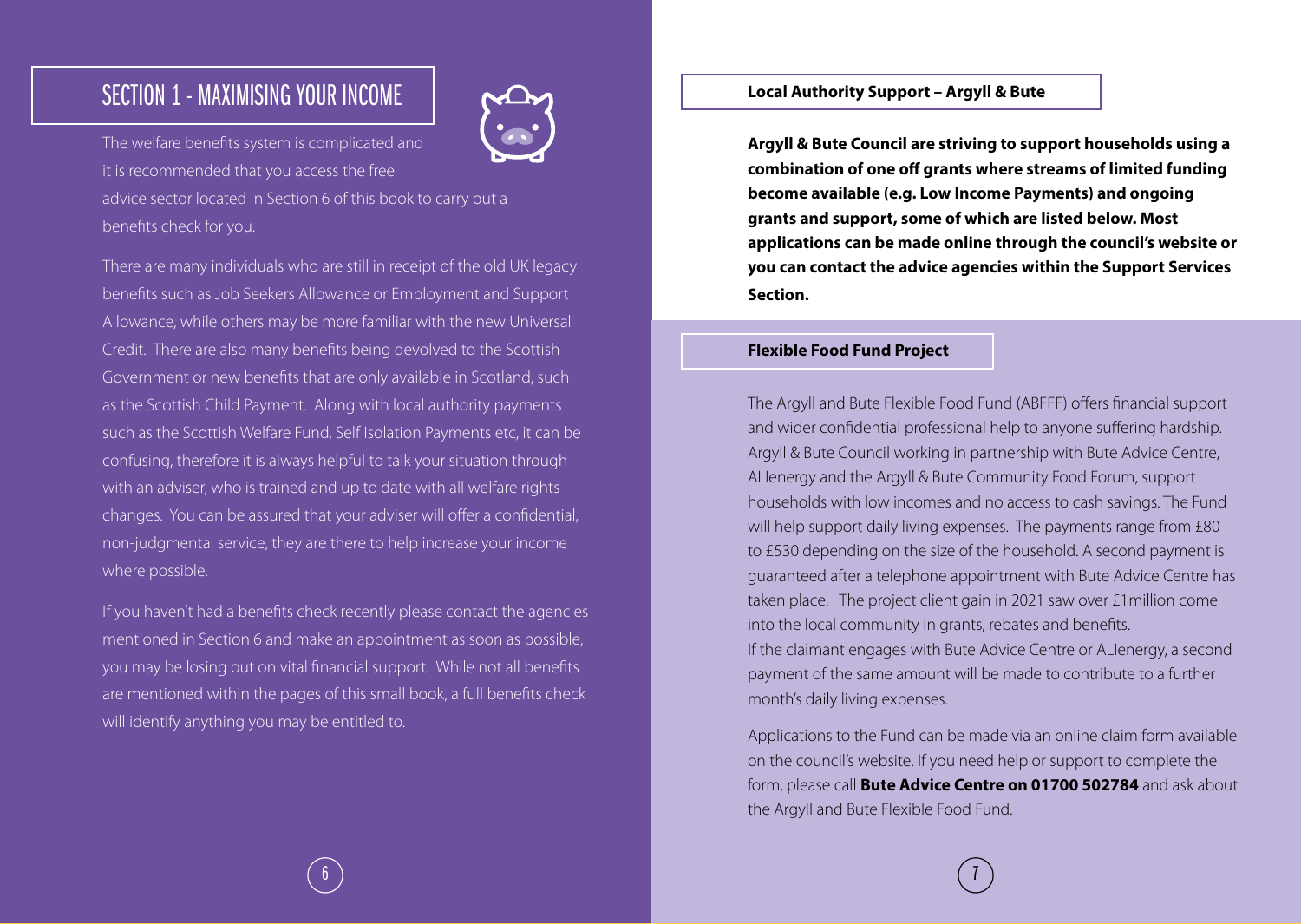# SECTION 1 - MAXIMISING YOUR INCOME

The welfare benefits system is complicated and it is recommended that you access the free advice sector located in Section 6 of this book to carry out a benefits check for you.

There are many individuals who are still in receipt of the old UK legacy benefits such as Job Seekers Allowance or Employment and Support Allowance, while others may be more familiar with the new Universal Credit. There are also many benefits being devolved to the Scottish Government or new benefits that are only available in Scotland, such as the Scottish Child Payment. Along with local authority payments such as the Scottish Welfare Fund, Self Isolation Payments etc, it can be confusing, therefore it is always helpful to talk your situation through with an adviser, who is trained and up to date with all welfare rights changes. You can be assured that your adviser will offer a confidential, non-judgmental service, they are there to help increase your income where possible.

If you haven't had a benefits check recently please contact the agencies mentioned in Section 6 and make an appointment as soon as possible, you may be losing out on vital financial support. While not all benefits are mentioned within the pages of this small book, a full benefits check will identify anything you may be entitled to.

## Local Authority Support – Argyll & Bute

**Argyll & Bute Council are striving to support households using a combination of one off grants where streams of limited funding become available (e.g. Low Income Payments) and ongoing grants and support, some of which are listed below. Most applications can be made online through the council's website or you can contact the advice agencies within the Support Services Section.**

### Flexible Food Fund Project

The Argyll and Bute Flexible Food Fund (ABFFF) offers financial support and wider confidential professional help to anyone suffering hardship. Argyll & Bute Council working in partnership with Bute Advice Centre, ALIenergy and the Argyll & Bute Community Food Forum, support households with low incomes and no access to cash savings. The Fund will help support daily living expenses. The payments range from £80 to £530 depending on the size of the household. A second payment is guaranteed after a telephone appointment with Bute Advice Centre has taken place. The project client gain in 2021 saw over £1million come into the local community in grants, rebates and benefits.
If the claimant engages with Bute Advice Centre or ALIenergy, a second payment of the same amount will be made to contribute to a further month's daily living expenses.

Applications to the Fund can be made via an online claim form available on the council's website. If you need help or support to complete the form, please call **Bute Advice Centre on 01700 502784** and ask about the Argyll and Bute Flexible Food Fund.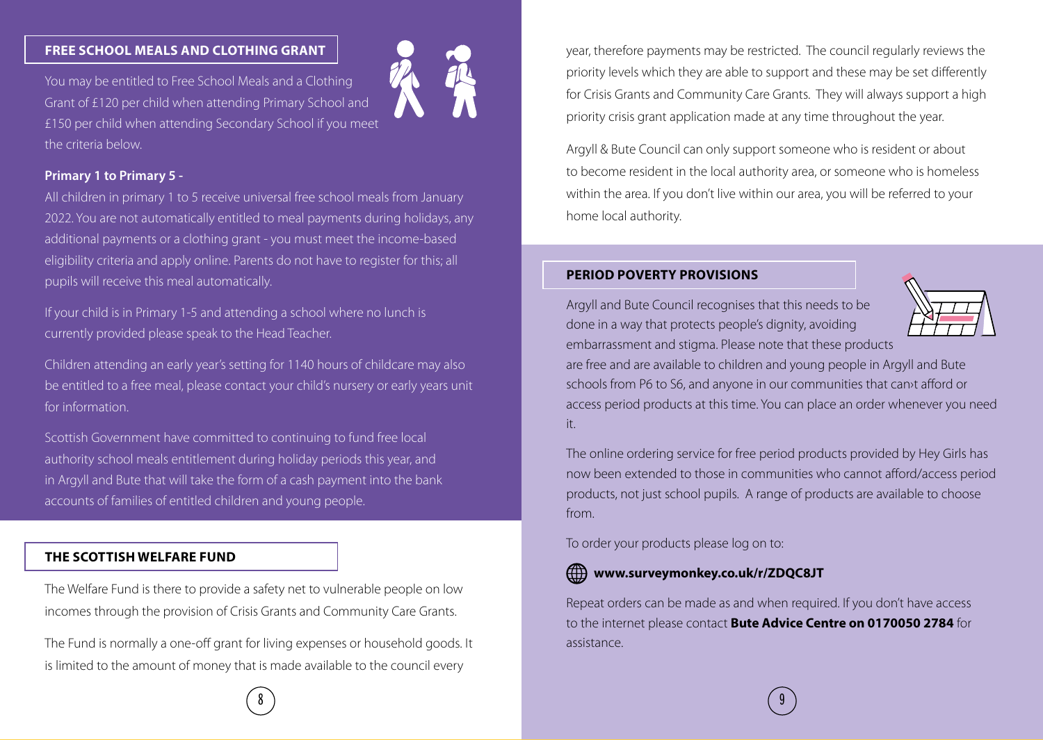## FREE SCHOOL MEALS AND CLOTHING GRANT

You may be entitled to Free School Meals and a Clothing Grant of £120 per child when attending Primary School and £150 per child when attending Secondary School if you meet the criteria below.

**Primary 1 to Primary 5 -**

All children in primary 1 to 5 receive universal free school meals from January 2022. You are not automatically entitled to meal payments during holidays, any additional payments or a clothing grant - you must meet the income-based eligibility criteria and apply online. Parents do not have to register for this; all pupils will receive this meal automatically.

If your child is in Primary 1-5 and attending a school where no lunch is currently provided please speak to the Head Teacher.

Children attending an early year's setting for 1140 hours of childcare may also be entitled to a free meal, please contact your child's nursery or early years unit for information.

Scottish Government have committed to continuing to fund free local authority school meals entitlement during holiday periods this year, and in Argyll and Bute that will take the form of a cash payment into the bank accounts of families of entitled children and young people.

## THE SCOTTISH WELFARE FUND

The Welfare Fund is there to provide a safety net to vulnerable people on low incomes through the provision of Crisis Grants and Community Care Grants.

The Fund is normally a one-off grant for living expenses or household goods. It is limited to the amount of money that is made available to the council every year, therefore payments may be restricted. The council regularly reviews the priority levels which they are able to support and these may be set differently for Crisis Grants and Community Care Grants. They will always support a high priority crisis grant application made at any time throughout the year.

Argyll & Bute Council can only support someone who is resident or about to become resident in the local authority area, or someone who is homeless within the area. If you don't live within our area, you will be referred to your home local authority.

## PERIOD POVERTY PROVISIONS

Argyll and Bute Council recognises that this needs to be done in a way that protects people's dignity, avoiding embarrassment and stigma. Please note that these products are free and are available to children and young people in Argyll and Bute schools from P6 to S6, and anyone in our communities that can›t afford or access period products at this time. You can place an order whenever you need it.

The online ordering service for free period products provided by Hey Girls has now been extended to those in communities who cannot afford/access period products, not just school pupils. A range of products are available to choose from.

To order your products please log on to:

**www.surveymonkey.co.uk/r/ZDQC8JT**

Repeat orders can be made as and when required. If you don't have access to the internet please contact **Bute Advice Centre on 0170050 2784** for assistance.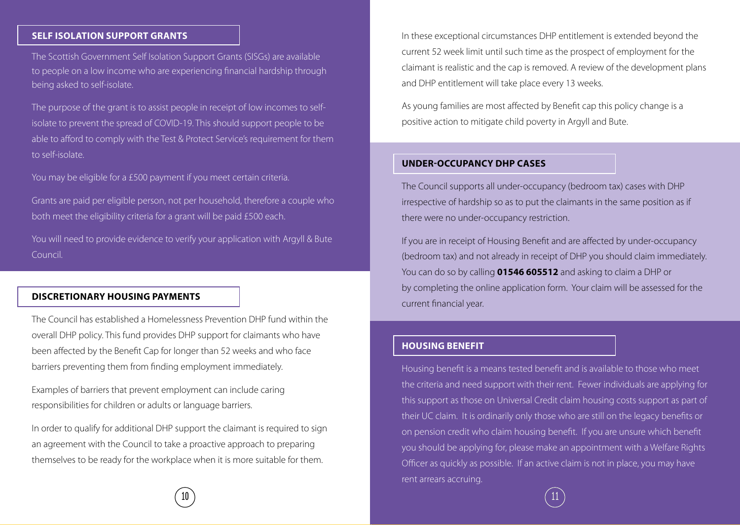## SELF ISOLATION SUPPORT GRANTS

The Scottish Government Self Isolation Support Grants (SISGs) are available to people on a low income who are experiencing financial hardship through being asked to self-isolate.

The purpose of the grant is to assist people in receipt of low incomes to self-isolate to prevent the spread of COVID-19. This should support people to be able to afford to comply with the Test & Protect Service's requirement for them to self-isolate.

You may be eligible for a £500 payment if you meet certain criteria.

Grants are paid per eligible person, not per household, therefore a couple who both meet the eligibility criteria for a grant will be paid £500 each.

You will need to provide evidence to verify your application with Argyll & Bute Council.

## DISCRETIONARY HOUSING PAYMENTS

The Council has established a Homelessness Prevention DHP fund within the overall DHP policy. This fund provides DHP support for claimants who have been affected by the Benefit Cap for longer than 52 weeks and who face barriers preventing them from finding employment immediately.

Examples of barriers that prevent employment can include caring responsibilities for children or adults or language barriers.

In order to qualify for additional DHP support the claimant is required to sign an agreement with the Council to take a proactive approach to preparing themselves to be ready for the workplace when it is more suitable for them.

In these exceptional circumstances DHP entitlement is extended beyond the current 52 week limit until such time as the prospect of employment for the claimant is realistic and the cap is removed. A review of the development plans and DHP entitlement will take place every 13 weeks.

As young families are most affected by Benefit cap this policy change is a positive action to mitigate child poverty in Argyll and Bute.

## UNDER-OCCUPANCY DHP CASES

The Council supports all under-occupancy (bedroom tax) cases with DHP irrespective of hardship so as to put the claimants in the same position as if there were no under-occupancy restriction.

If you are in receipt of Housing Benefit and are affected by under-occupancy (bedroom tax) and not already in receipt of DHP you should claim immediately. You can do so by calling **01546 605512** and asking to claim a DHP or by completing the online application form. Your claim will be assessed for the current financial year.

## HOUSING BENEFIT

Housing benefit is a means tested benefit and is available to those who meet the criteria and need support with their rent. Fewer individuals are applying for this support as those on Universal Credit claim housing costs support as part of their UC claim. It is ordinarily only those who are still on the legacy benefits or on pension credit who claim housing benefit. If you are unsure which benefit you should be applying for, please make an appointment with a Welfare Rights Officer as quickly as possible. If an active claim is not in place, you may have rent arrears accruing.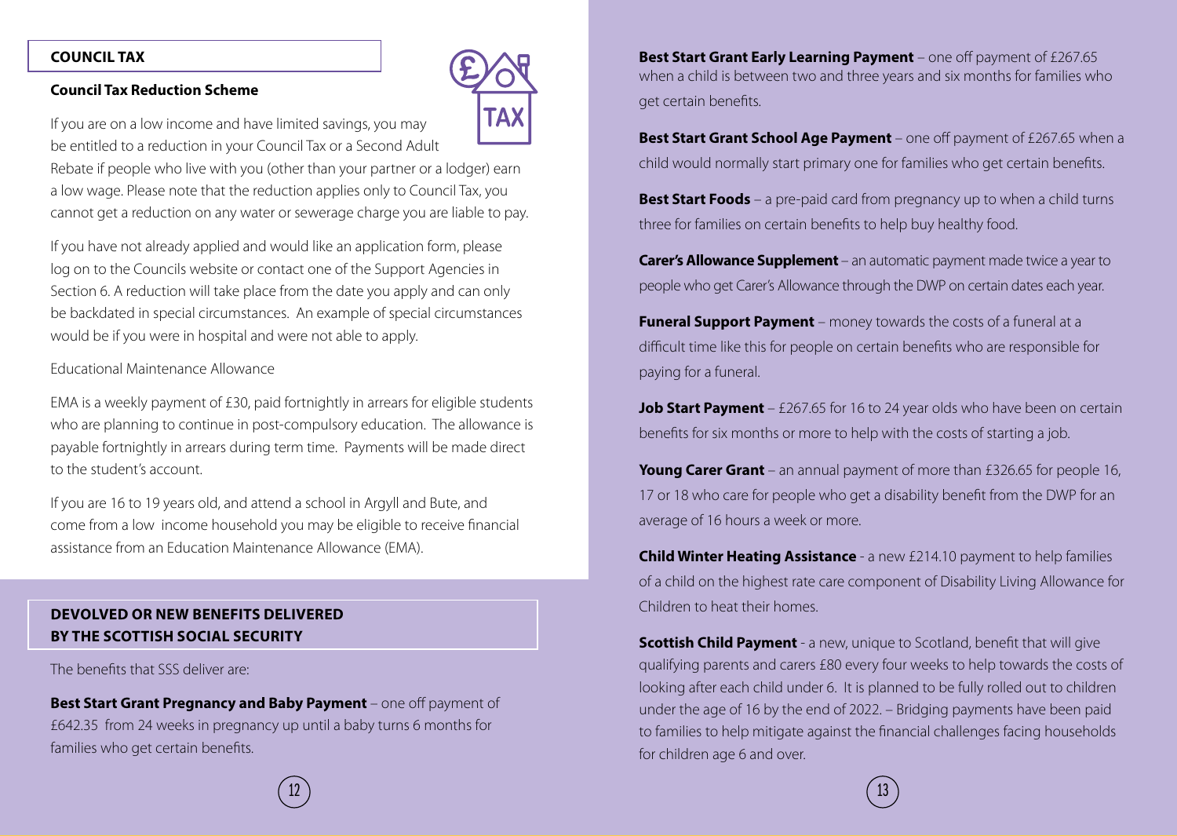## COUNCIL TAX

### Council Tax Reduction Scheme

If you are on a low income and have limited savings, you may be entitled to a reduction in your Council Tax or a Second Adult Rebate if people who live with you (other than your partner or a lodger) earn a low wage. Please note that the reduction applies only to Council Tax, you cannot get a reduction on any water or sewerage charge you are liable to pay.

If you have not already applied and would like an application form, please log on to the Councils website or contact one of the Support Agencies in Section 6. A reduction will take place from the date you apply and can only be backdated in special circumstances. An example of special circumstances would be if you were in hospital and were not able to apply.

Educational Maintenance Allowance

EMA is a weekly payment of £30, paid fortnightly in arrears for eligible students who are planning to continue in post-compulsory education. The allowance is payable fortnightly in arrears during term time. Payments will be made direct to the student's account.

If you are 16 to 19 years old, and attend a school in Argyll and Bute, and come from a low income household you may be eligible to receive financial assistance from an Education Maintenance Allowance (EMA).

## DEVOLVED OR NEW BENEFITS DELIVERED BY THE SCOTTISH SOCIAL SECURITY

The benefits that SSS deliver are:

**Best Start Grant Pregnancy and Baby Payment** – one off payment of £642.35 from 24 weeks in pregnancy up until a baby turns 6 months for families who get certain benefits.

**Best Start Grant Early Learning Payment** – one off payment of £267.65 when a child is between two and three years and six months for families who get certain benefits.

**Best Start Grant School Age Payment** – one off payment of £267.65 when a child would normally start primary one for families who get certain benefits.

**Best Start Foods** – a pre-paid card from pregnancy up to when a child turns three for families on certain benefits to help buy healthy food.

**Carer's Allowance Supplement** – an automatic payment made twice a year to people who get Carer's Allowance through the DWP on certain dates each year.

**Funeral Support Payment** – money towards the costs of a funeral at a difficult time like this for people on certain benefits who are responsible for paying for a funeral.

**Job Start Payment** – £267.65 for 16 to 24 year olds who have been on certain benefits for six months or more to help with the costs of starting a job.

**Young Carer Grant** – an annual payment of more than £326.65 for people 16, 17 or 18 who care for people who get a disability benefit from the DWP for an average of 16 hours a week or more.

**Child Winter Heating Assistance** - a new £214.10 payment to help families of a child on the highest rate care component of Disability Living Allowance for Children to heat their homes.

**Scottish Child Payment** - a new, unique to Scotland, benefit that will give qualifying parents and carers £80 every four weeks to help towards the costs of looking after each child under 6. It is planned to be fully rolled out to children under the age of 16 by the end of 2022. – Bridging payments have been paid to families to help mitigate against the financial challenges facing households for children age 6 and over.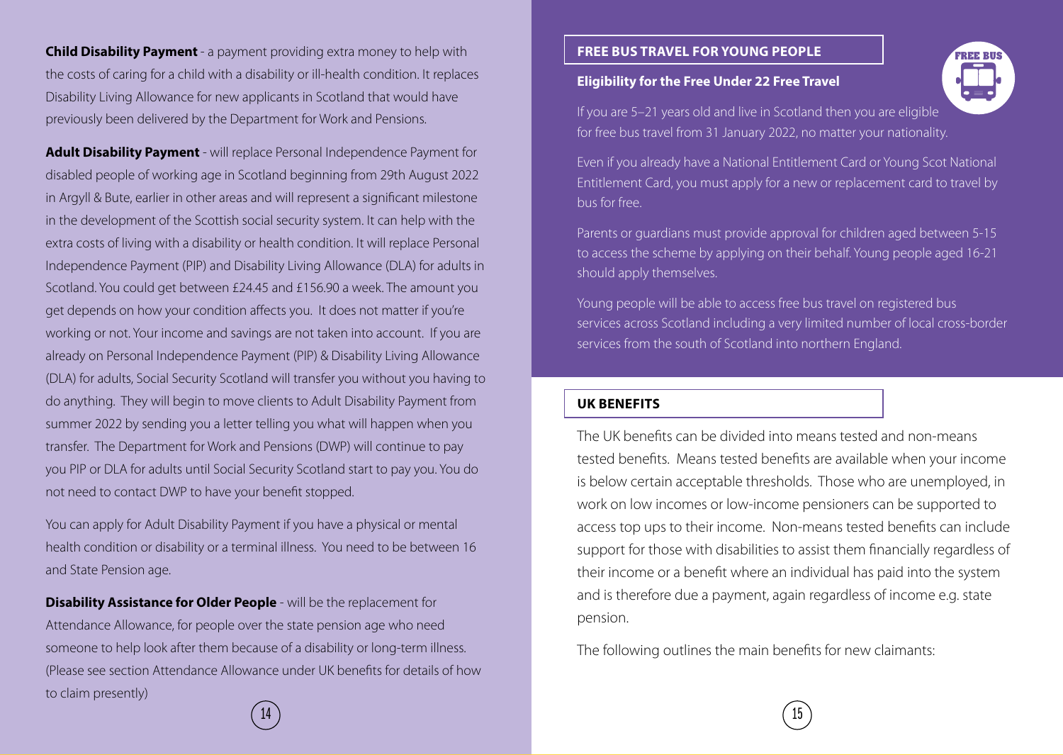**Child Disability Payment** - a payment providing extra money to help with the costs of caring for a child with a disability or ill-health condition. It replaces Disability Living Allowance for new applicants in Scotland that would have previously been delivered by the Department for Work and Pensions.

**Adult Disability Payment** - will replace Personal Independence Payment for disabled people of working age in Scotland beginning from 29th August 2022 in Argyll & Bute, earlier in other areas and will represent a significant milestone in the development of the Scottish social security system. It can help with the extra costs of living with a disability or health condition. It will replace Personal Independence Payment (PIP) and Disability Living Allowance (DLA) for adults in Scotland. You could get between £24.45 and £156.90 a week. The amount you get depends on how your condition affects you. It does not matter if you're working or not. Your income and savings are not taken into account. If you are already on Personal Independence Payment (PIP) & Disability Living Allowance (DLA) for adults, Social Security Scotland will transfer you without you having to do anything. They will begin to move clients to Adult Disability Payment from summer 2022 by sending you a letter telling you what will happen when you transfer. The Department for Work and Pensions (DWP) will continue to pay you PIP or DLA for adults until Social Security Scotland start to pay you. You do not need to contact DWP to have your benefit stopped.

You can apply for Adult Disability Payment if you have a physical or mental health condition or disability or a terminal illness. You need to be between 16 and State Pension age.

**Disability Assistance for Older People** - will be the replacement for Attendance Allowance, for people over the state pension age who need someone to help look after them because of a disability or long-term illness. (Please see section Attendance Allowance under UK benefits for details of how to claim presently)

## FREE BUS TRAVEL FOR YOUNG PEOPLE

### Eligibility for the Free Under 22 Free Travel

If you are 5–21 years old and live in Scotland then you are eligible for free bus travel from 31 January 2022, no matter your nationality.

Even if you already have a National Entitlement Card or Young Scot National Entitlement Card, you must apply for a new or replacement card to travel by bus for free.

Parents or guardians must provide approval for children aged between 5-15 to access the scheme by applying on their behalf. Young people aged 16-21 should apply themselves.

Young people will be able to access free bus travel on registered bus services across Scotland including a very limited number of local cross-border services from the south of Scotland into northern England.

## UK BENEFITS

The UK benefits can be divided into means tested and non-means tested benefits. Means tested benefits are available when your income is below certain acceptable thresholds. Those who are unemployed, in work on low incomes or low-income pensioners can be supported to access top ups to their income. Non-means tested benefits can include support for those with disabilities to assist them financially regardless of their income or a benefit where an individual has paid into the system and is therefore due a payment, again regardless of income e.g. state pension.

The following outlines the main benefits for new claimants: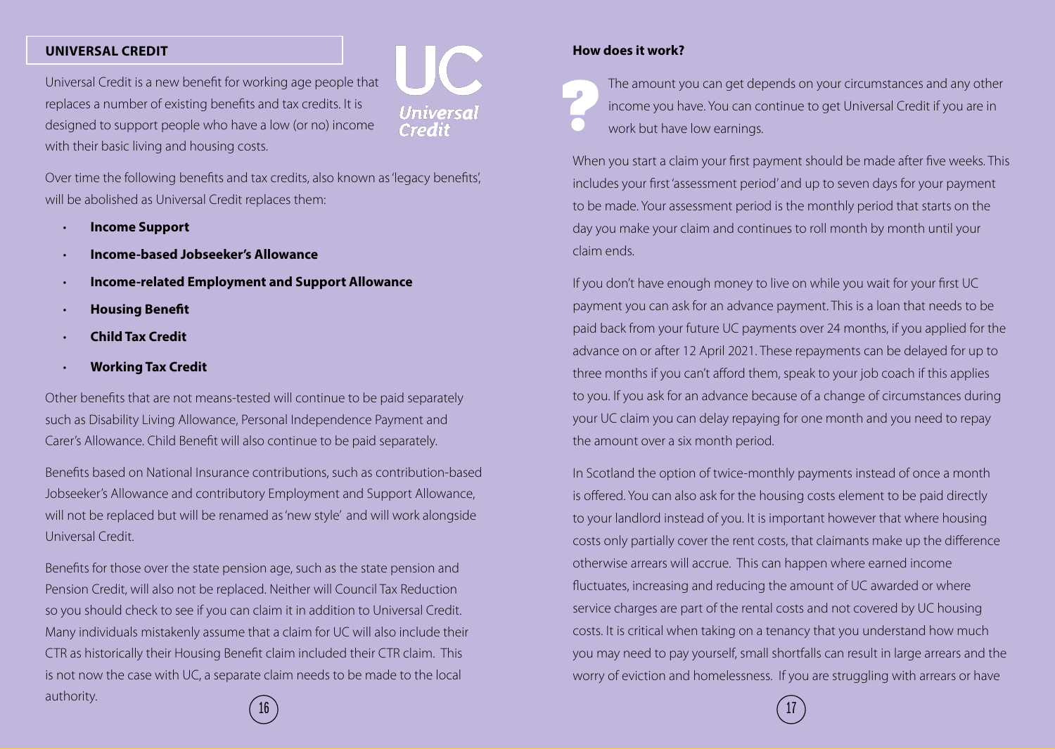## UNIVERSAL CREDIT

Universal Credit is a new benefit for working age people that replaces a number of existing benefits and tax credits. It is designed to support people who have a low (or no) income with their basic living and housing costs.

Over time the following benefits and tax credits, also known as 'legacy benefits', will be abolished as Universal Credit replaces them:

- **Income Support**
- **Income-based Jobseeker's Allowance**
- **Income-related Employment and Support Allowance**
- **Housing Benefit**
- **Child Tax Credit**
- **Working Tax Credit**

Other benefits that are not means-tested will continue to be paid separately such as Disability Living Allowance, Personal Independence Payment and Carer's Allowance. Child Benefit will also continue to be paid separately.

Benefits based on National Insurance contributions, such as contribution-based Jobseeker's Allowance and contributory Employment and Support Allowance, will not be replaced but will be renamed as 'new style' and will work alongside Universal Credit.

Benefits for those over the state pension age, such as the state pension and Pension Credit, will also not be replaced. Neither will Council Tax Reduction so you should check to see if you can claim it in addition to Universal Credit. Many individuals mistakenly assume that a claim for UC will also include their CTR as historically their Housing Benefit claim included their CTR claim. This is not now the case with UC, a separate claim needs to be made to the local authority.

### How does it work?

The amount you can get depends on your circumstances and any other income you have. You can continue to get Universal Credit if you are in work but have low earnings.

When you start a claim your first payment should be made after five weeks. This includes your first 'assessment period' and up to seven days for your payment to be made. Your assessment period is the monthly period that starts on the day you make your claim and continues to roll month by month until your claim ends.

If you don't have enough money to live on while you wait for your first UC payment you can ask for an advance payment. This is a loan that needs to be paid back from your future UC payments over 24 months, if you applied for the advance on or after 12 April 2021. These repayments can be delayed for up to three months if you can't afford them, speak to your job coach if this applies to you. If you ask for an advance because of a change of circumstances during your UC claim you can delay repaying for one month and you need to repay the amount over a six month period.

In Scotland the option of twice-monthly payments instead of once a month is offered. You can also ask for the housing costs element to be paid directly to your landlord instead of you. It is important however that where housing costs only partially cover the rent costs, that claimants make up the difference otherwise arrears will accrue. This can happen where earned income fluctuates, increasing and reducing the amount of UC awarded or where service charges are part of the rental costs and not covered by UC housing costs. It is critical when taking on a tenancy that you understand how much you may need to pay yourself, small shortfalls can result in large arrears and the worry of eviction and homelessness. If you are struggling with arrears or have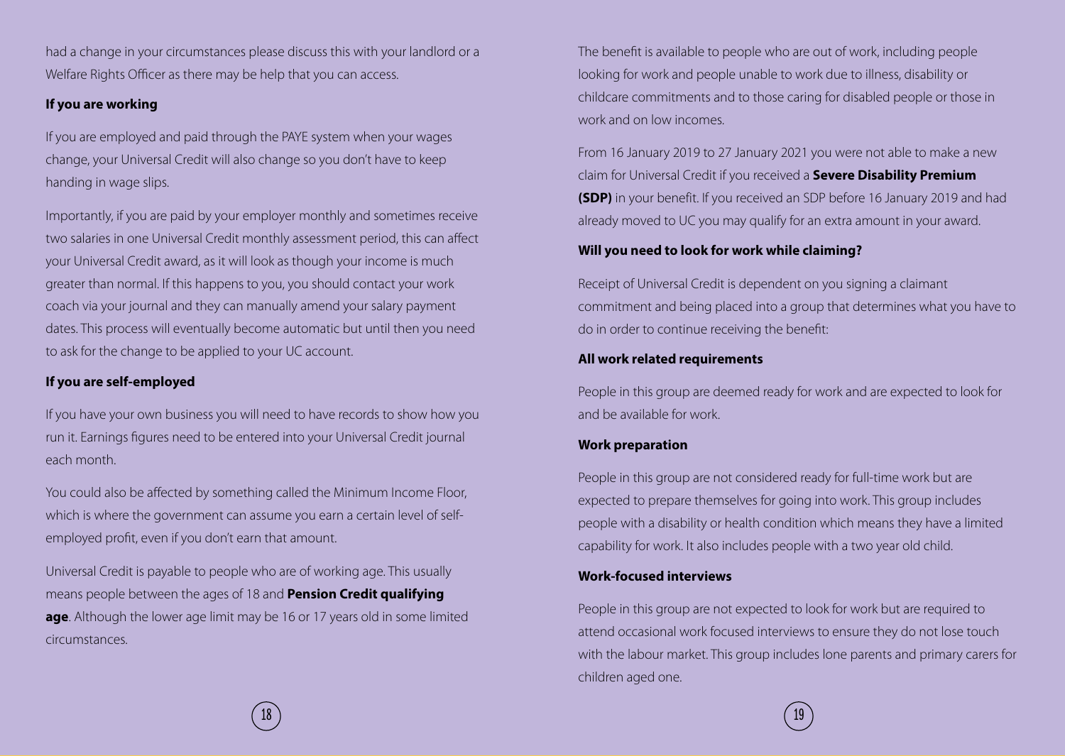had a change in your circumstances please discuss this with your landlord or a Welfare Rights Officer as there may be help that you can access.

**If you are working**

If you are employed and paid through the PAYE system when your wages change, your Universal Credit will also change so you don't have to keep handing in wage slips.

Importantly, if you are paid by your employer monthly and sometimes receive two salaries in one Universal Credit monthly assessment period, this can affect your Universal Credit award, as it will look as though your income is much greater than normal. If this happens to you, you should contact your work coach via your journal and they can manually amend your salary payment dates. This process will eventually become automatic but until then you need to ask for the change to be applied to your UC account.

**If you are self-employed**

If you have your own business you will need to have records to show how you run it. Earnings figures need to be entered into your Universal Credit journal each month.

You could also be affected by something called the Minimum Income Floor, which is where the government can assume you earn a certain level of self-employed profit, even if you don't earn that amount.

Universal Credit is payable to people who are of working age. This usually means people between the ages of 18 and **Pension Credit qualifying age**. Although the lower age limit may be 16 or 17 years old in some limited circumstances.

The benefit is available to people who are out of work, including people looking for work and people unable to work due to illness, disability or childcare commitments and to those caring for disabled people or those in work and on low incomes.

From 16 January 2019 to 27 January 2021 you were not able to make a new claim for Universal Credit if you received a **Severe Disability Premium (SDP)** in your benefit. If you received an SDP before 16 January 2019 and had already moved to UC you may qualify for an extra amount in your award.

**Will you need to look for work while claiming?**

Receipt of Universal Credit is dependent on you signing a claimant commitment and being placed into a group that determines what you have to do in order to continue receiving the benefit:

**All work related requirements**

People in this group are deemed ready for work and are expected to look for and be available for work.

**Work preparation**

People in this group are not considered ready for full-time work but are expected to prepare themselves for going into work. This group includes people with a disability or health condition which means they have a limited capability for work. It also includes people with a two year old child.

**Work-focused interviews**

People in this group are not expected to look for work but are required to attend occasional work focused interviews to ensure they do not lose touch with the labour market. This group includes lone parents and primary carers for children aged one.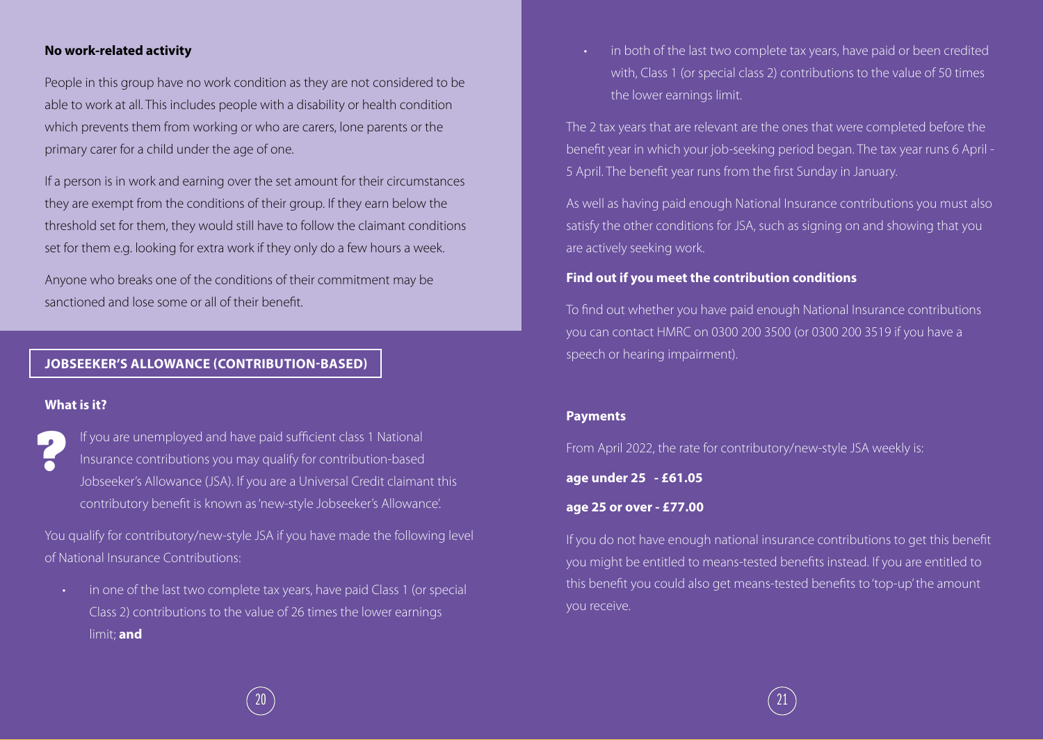### No work-related activity

People in this group have no work condition as they are not considered to be able to work at all. This includes people with a disability or health condition which prevents them from working or who are carers, lone parents or the primary carer for a child under the age of one.

If a person is in work and earning over the set amount for their circumstances they are exempt from the conditions of their group. If they earn below the threshold set for them, they would still have to follow the claimant conditions set for them e.g. looking for extra work if they only do a few hours a week.

Anyone who breaks one of the conditions of their commitment may be sanctioned and lose some or all of their benefit.

## JOBSEEKER'S ALLOWANCE (CONTRIBUTION-BASED)

### What is it?

If you are unemployed and have paid sufficient class 1 National Insurance contributions you may qualify for contribution-based Jobseeker's Allowance (JSA). If you are a Universal Credit claimant this contributory benefit is known as 'new-style Jobseeker's Allowance'.

You qualify for contributory/new-style JSA if you have made the following level of National Insurance Contributions:

- in one of the last two complete tax years, have paid Class 1 (or special Class 2) contributions to the value of 26 times the lower earnings limit; **and**
- in both of the last two complete tax years, have paid or been credited with, Class 1 (or special class 2) contributions to the value of 50 times the lower earnings limit.

The 2 tax years that are relevant are the ones that were completed before the benefit year in which your job-seeking period began. The tax year runs 6 April - 5 April. The benefit year runs from the first Sunday in January.

As well as having paid enough National Insurance contributions you must also satisfy the other conditions for JSA, such as signing on and showing that you are actively seeking work.

### Find out if you meet the contribution conditions

To find out whether you have paid enough National Insurance contributions you can contact HMRC on 0300 200 3500 (or 0300 200 3519 if you have a speech or hearing impairment).

### Payments

From April 2022, the rate for contributory/new-style JSA weekly is:

**age under 25 - £61.05**

**age 25 or over - £77.00**

If you do not have enough national insurance contributions to get this benefit you might be entitled to means-tested benefits instead. If you are entitled to this benefit you could also get means-tested benefits to 'top-up' the amount you receive.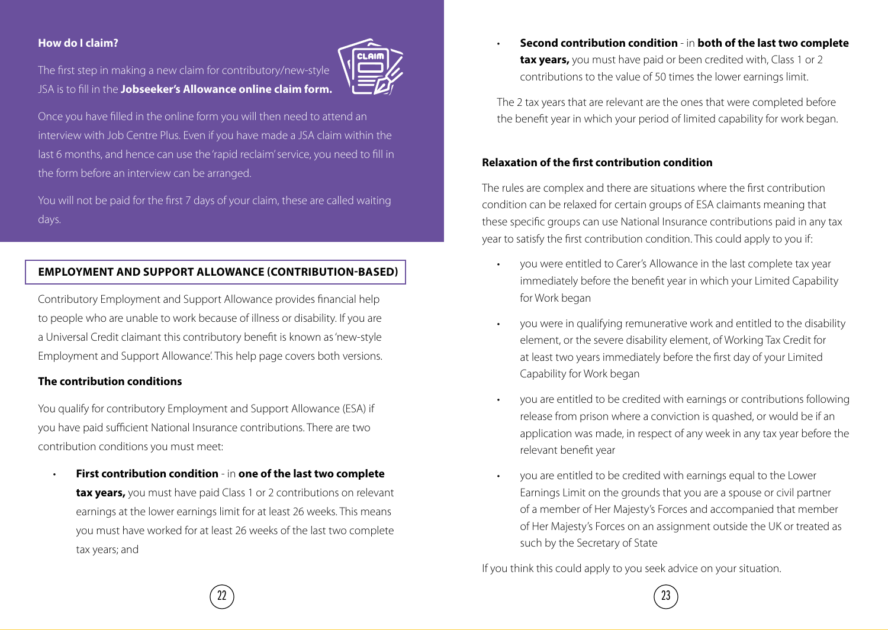### How do I claim?

The first step in making a new claim for contributory/new-style JSA is to fill in the **Jobseeker's Allowance online claim form.**

Once you have filled in the online form you will then need to attend an interview with Job Centre Plus. Even if you have made a JSA claim within the last 6 months, and hence can use the 'rapid reclaim' service, you need to fill in the form before an interview can be arranged.

You will not be paid for the first 7 days of your claim, these are called waiting days.

## EMPLOYMENT AND SUPPORT ALLOWANCE (CONTRIBUTION-BASED)

Contributory Employment and Support Allowance provides financial help to people who are unable to work because of illness or disability. If you are a Universal Credit claimant this contributory benefit is known as 'new-style Employment and Support Allowance'. This help page covers both versions.

### The contribution conditions

You qualify for contributory Employment and Support Allowance (ESA) if you have paid sufficient National Insurance contributions. There are two contribution conditions you must meet:

- **First contribution condition** - in **one of the last two complete tax years,** you must have paid Class 1 or 2 contributions on relevant earnings at the lower earnings limit for at least 26 weeks. This means you must have worked for at least 26 weeks of the last two complete tax years; and
- **Second contribution condition** - in **both of the last two complete tax years,** you must have paid or been credited with, Class 1 or 2 contributions to the value of 50 times the lower earnings limit.

The 2 tax years that are relevant are the ones that were completed before the benefit year in which your period of limited capability for work began.

### Relaxation of the first contribution condition

The rules are complex and there are situations where the first contribution condition can be relaxed for certain groups of ESA claimants meaning that these specific groups can use National Insurance contributions paid in any tax year to satisfy the first contribution condition. This could apply to you if:

- you were entitled to Carer's Allowance in the last complete tax year immediately before the benefit year in which your Limited Capability for Work began
- you were in qualifying remunerative work and entitled to the disability element, or the severe disability element, of Working Tax Credit for at least two years immediately before the first day of your Limited Capability for Work began
- you are entitled to be credited with earnings or contributions following release from prison where a conviction is quashed, or would be if an application was made, in respect of any week in any tax year before the relevant benefit year
- you are entitled to be credited with earnings equal to the Lower Earnings Limit on the grounds that you are a spouse or civil partner of a member of Her Majesty's Forces and accompanied that member of Her Majesty's Forces on an assignment outside the UK or treated as such by the Secretary of State

If you think this could apply to you seek advice on your situation.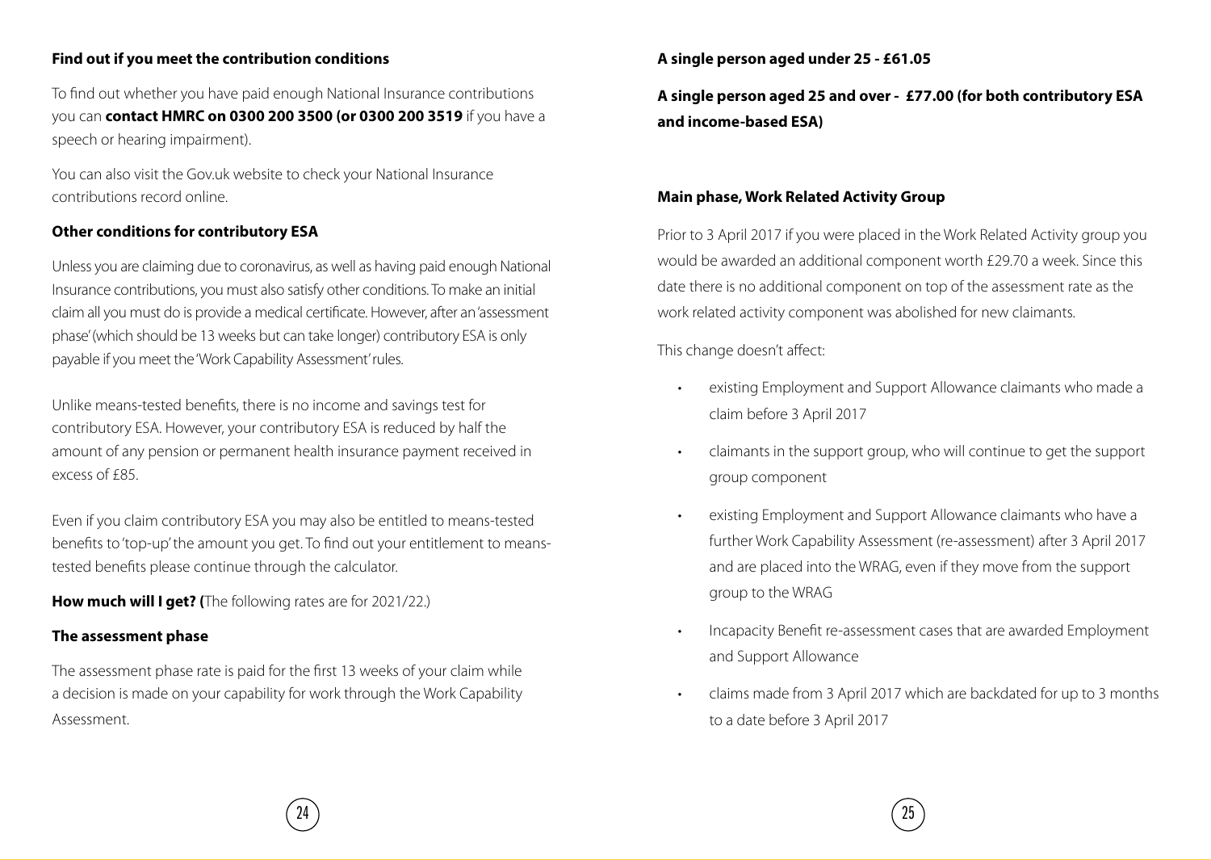### Find out if you meet the contribution conditions

To find out whether you have paid enough National Insurance contributions you can **contact HMRC on 0300 200 3500 (or 0300 200 3519** if you have a speech or hearing impairment).

You can also visit the Gov.uk website to check your National Insurance contributions record online.

### Other conditions for contributory ESA

Unless you are claiming due to coronavirus, as well as having paid enough National Insurance contributions, you must also satisfy other conditions. To make an initial claim all you must do is provide a medical certificate. However, after an 'assessment phase' (which should be 13 weeks but can take longer) contributory ESA is only payable if you meet the 'Work Capability Assessment' rules.

Unlike means-tested benefits, there is no income and savings test for contributory ESA. However, your contributory ESA is reduced by half the amount of any pension or permanent health insurance payment received in excess of £85.

Even if you claim contributory ESA you may also be entitled to means-tested benefits to 'top-up' the amount you get. To find out your entitlement to means-tested benefits please continue through the calculator.

**How much will I get? (**The following rates are for 2021/22.)

### The assessment phase

The assessment phase rate is paid for the first 13 weeks of your claim while a decision is made on your capability for work through the Work Capability Assessment.

**A single person aged under 25 - £61.05**

**A single person aged 25 and over - £77.00 (for both contributory ESA and income-based ESA)**

### Main phase, Work Related Activity Group

Prior to 3 April 2017 if you were placed in the Work Related Activity group you would be awarded an additional component worth £29.70 a week. Since this date there is no additional component on top of the assessment rate as the work related activity component was abolished for new claimants.

This change doesn't affect:

- existing Employment and Support Allowance claimants who made a claim before 3 April 2017
- claimants in the support group, who will continue to get the support group component
- existing Employment and Support Allowance claimants who have a further Work Capability Assessment (re-assessment) after 3 April 2017 and are placed into the WRAG, even if they move from the support group to the WRAG
- Incapacity Benefit re-assessment cases that are awarded Employment and Support Allowance
- claims made from 3 April 2017 which are backdated for up to 3 months to a date before 3 April 2017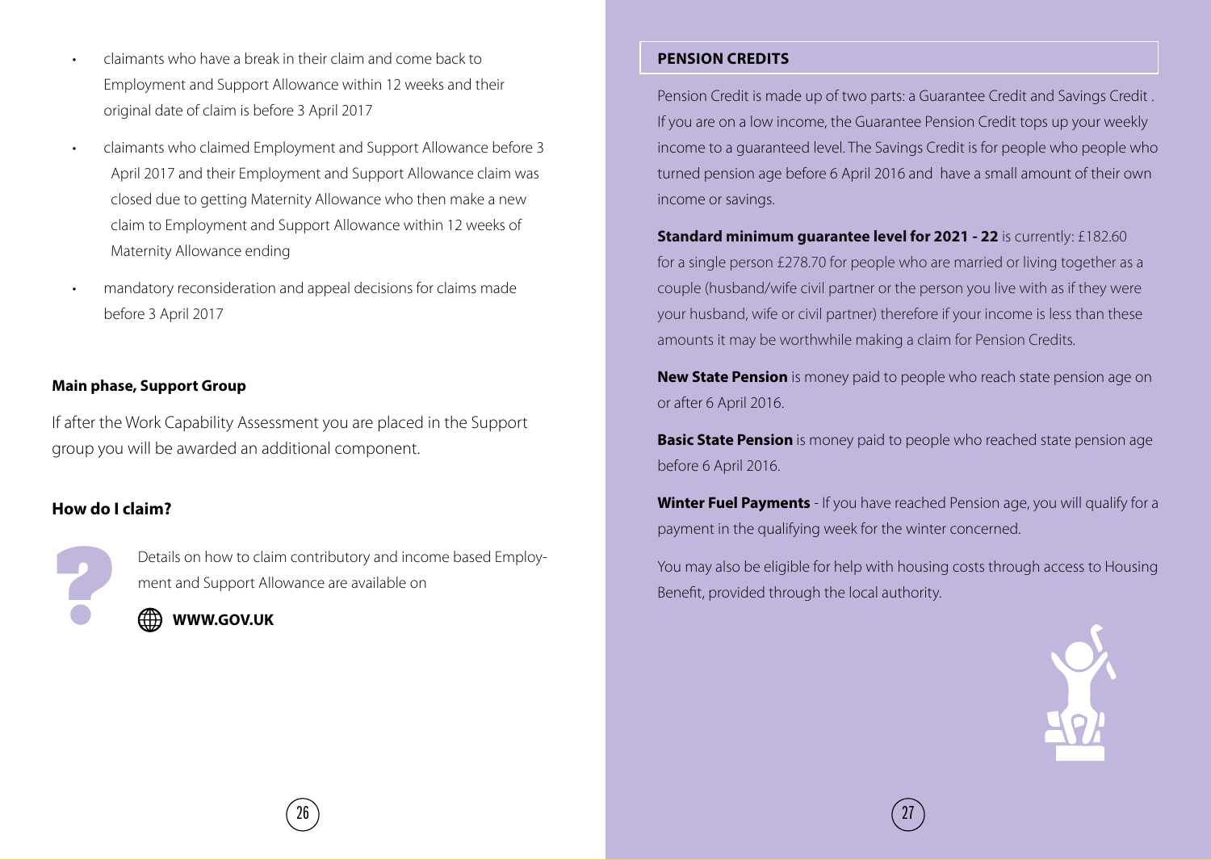- claimants who have a break in their claim and come back to Employment and Support Allowance within 12 weeks and their original date of claim is before 3 April 2017
- claimants who claimed Employment and Support Allowance before 3 April 2017 and their Employment and Support Allowance claim was closed due to getting Maternity Allowance who then make a new claim to Employment and Support Allowance within 12 weeks of Maternity Allowance ending
- mandatory reconsideration and appeal decisions for claims made before 3 April 2017

### Main phase, Support Group

If after the Work Capability Assessment you are placed in the Support group you will be awarded an additional component.

### How do I claim?

Details on how to claim contributory and income based Employment and Support Allowance are available on

**WWW.GOV.UK**

## PENSION CREDITS

Pension Credit is made up of two parts: a Guarantee Credit and Savings Credit . If you are on a low income, the Guarantee Pension Credit tops up your weekly income to a guaranteed level. The Savings Credit is for people who people who turned pension age before 6 April 2016 and have a small amount of their own income or savings.

**Standard minimum guarantee level for 2021 - 22** is currently: £182.60 for a single person £278.70 for people who are married or living together as a couple (husband/wife civil partner or the person you live with as if they were your husband, wife or civil partner) therefore if your income is less than these amounts it may be worthwhile making a claim for Pension Credits.

**New State Pension** is money paid to people who reach state pension age on or after 6 April 2016.

**Basic State Pension** is money paid to people who reached state pension age before 6 April 2016.

**Winter Fuel Payments** - If you have reached Pension age, you will qualify for a payment in the qualifying week for the winter concerned.

You may also be eligible for help with housing costs through access to Housing Benefit, provided through the local authority.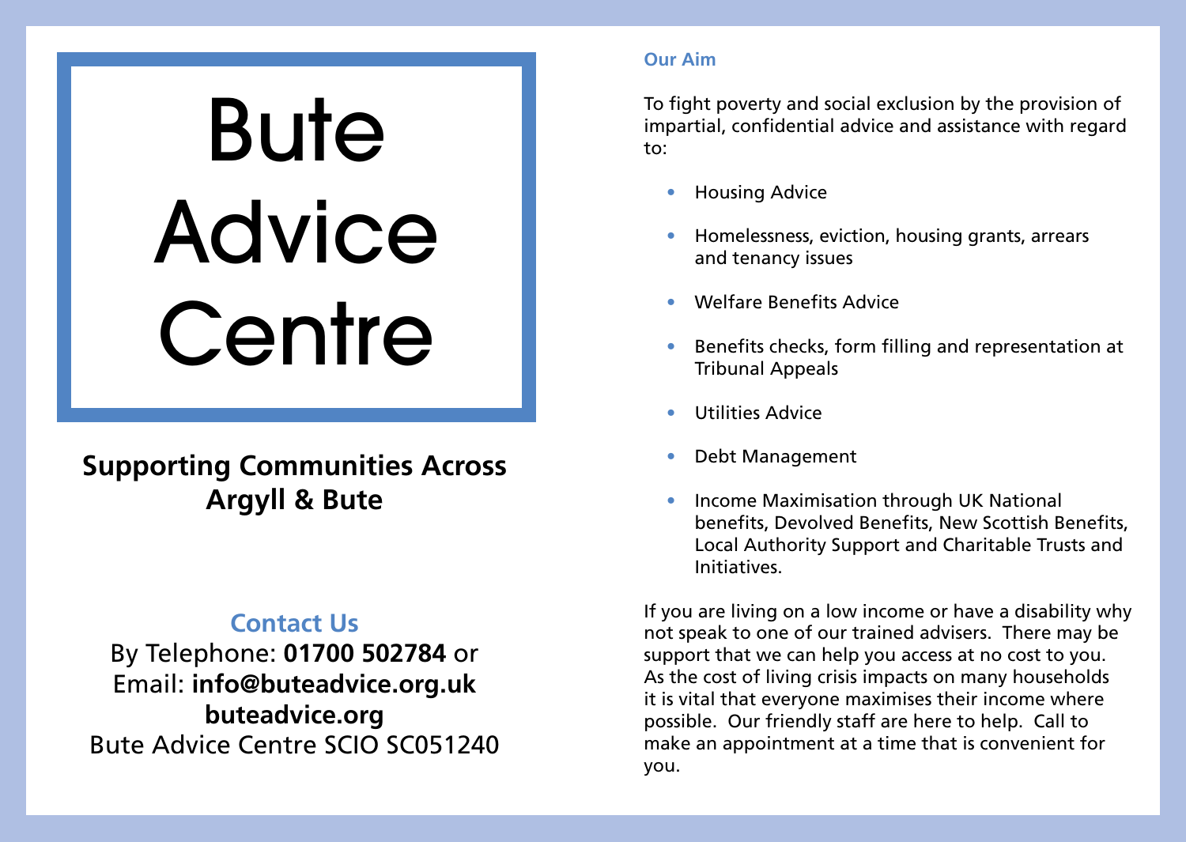# Bute Advice Centre

**Supporting Communities Across Argyll & Bute**

## Contact Us

By Telephone: **01700 502784** or
Email: **info@buteadvice.org.uk**
**buteadvice.org**
Bute Advice Centre SCIO SC051240

### Our Aim

To fight poverty and social exclusion by the provision of impartial, confidential advice and assistance with regard to:

- Housing Advice
- Homelessness, eviction, housing grants, arrears and tenancy issues
- Welfare Benefits Advice
- Benefits checks, form filling and representation at Tribunal Appeals
- Utilities Advice
- Debt Management
- Income Maximisation through UK National benefits, Devolved Benefits, New Scottish Benefits, Local Authority Support and Charitable Trusts and Initiatives.

If you are living on a low income or have a disability why not speak to one of our trained advisers. There may be support that we can help you access at no cost to you. As the cost of living crisis impacts on many households it is vital that everyone maximises their income where possible. Our friendly staff are here to help. Call to make an appointment at a time that is convenient for you.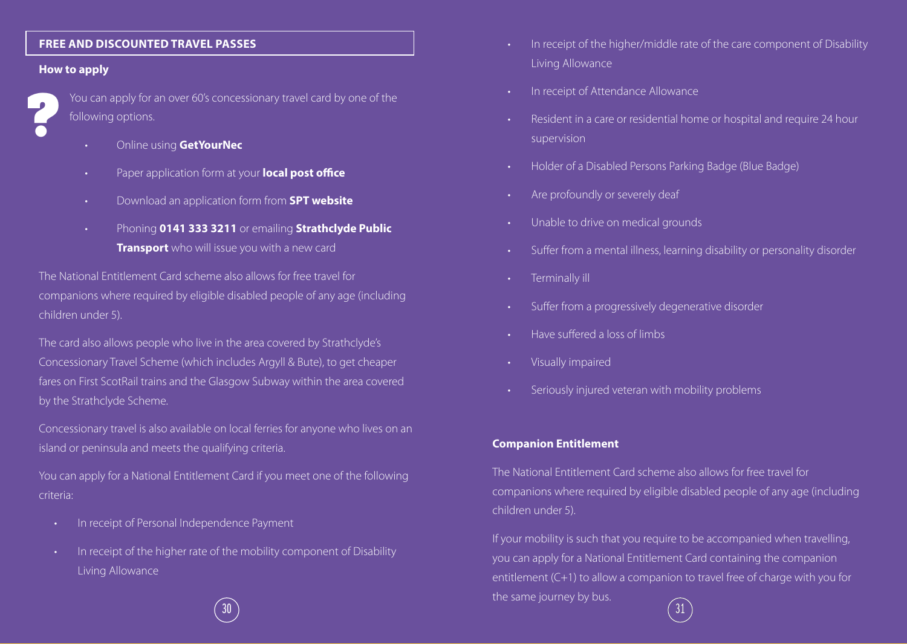## FREE AND DISCOUNTED TRAVEL PASSES

### How to apply

You can apply for an over 60's concessionary travel card by one of the following options.

- Online using **GetYourNec**
- Paper application form at your **local post office**
- Download an application form from **SPT website**
- Phoning **0141 333 3211** or emailing **Strathclyde Public Transport** who will issue you with a new card

The National Entitlement Card scheme also allows for free travel for companions where required by eligible disabled people of any age (including children under 5).

The card also allows people who live in the area covered by Strathclyde's Concessionary Travel Scheme (which includes Argyll & Bute), to get cheaper fares on First ScotRail trains and the Glasgow Subway within the area covered by the Strathclyde Scheme.

Concessionary travel is also available on local ferries for anyone who lives on an island or peninsula and meets the qualifying criteria.

You can apply for a National Entitlement Card if you meet one of the following criteria:

- In receipt of Personal Independence Payment
- In receipt of the higher rate of the mobility component of Disability Living Allowance
- In receipt of the higher/middle rate of the care component of Disability Living Allowance
- In receipt of Attendance Allowance
- Resident in a care or residential home or hospital and require 24 hour supervision
- Holder of a Disabled Persons Parking Badge (Blue Badge)
- Are profoundly or severely deaf
- Unable to drive on medical grounds
- Suffer from a mental illness, learning disability or personality disorder
- Terminally ill
- Suffer from a progressively degenerative disorder
- Have suffered a loss of limbs
- Visually impaired
- Seriously injured veteran with mobility problems

### Companion Entitlement

The National Entitlement Card scheme also allows for free travel for companions where required by eligible disabled people of any age (including children under 5).

If your mobility is such that you require to be accompanied when travelling, you can apply for a National Entitlement Card containing the companion entitlement (C+1) to allow a companion to travel free of charge with you for the same journey by bus.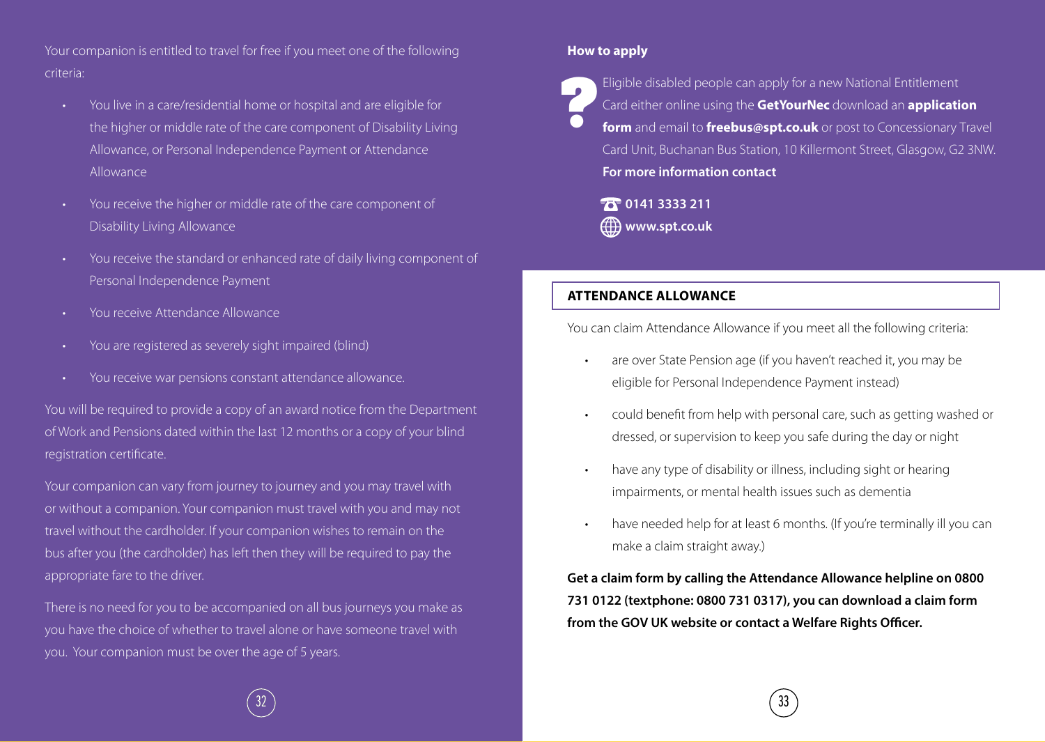Your companion is entitled to travel for free if you meet one of the following criteria:

- You live in a care/residential home or hospital and are eligible for the higher or middle rate of the care component of Disability Living Allowance, or Personal Independence Payment or Attendance Allowance
- You receive the higher or middle rate of the care component of Disability Living Allowance
- You receive the standard or enhanced rate of daily living component of Personal Independence Payment
- You receive Attendance Allowance
- You are registered as severely sight impaired (blind)
- You receive war pensions constant attendance allowance.

You will be required to provide a copy of an award notice from the Department of Work and Pensions dated within the last 12 months or a copy of your blind registration certificate.

Your companion can vary from journey to journey and you may travel with or without a companion. Your companion must travel with you and may not travel without the cardholder. If your companion wishes to remain on the bus after you (the cardholder) has left then they will be required to pay the appropriate fare to the driver.

There is no need for you to be accompanied on all bus journeys you make as you have the choice of whether to travel alone or have someone travel with you. Your companion must be over the age of 5 years.

**How to apply**

Eligible disabled people can apply for a new National Entitlement Card either online using the **GetYourNec** download an **application form** and email to **freebus@spt.co.uk** or post to Concessionary Travel Card Unit, Buchanan Bus Station, 10 Killermont Street, Glasgow, G2 3NW.
**For more information contact**

**0141 3333 211**
**www.spt.co.uk**

## ATTENDANCE ALLOWANCE

You can claim Attendance Allowance if you meet all the following criteria:

- are over State Pension age (if you haven't reached it, you may be eligible for Personal Independence Payment instead)
- could benefit from help with personal care, such as getting washed or dressed, or supervision to keep you safe during the day or night
- have any type of disability or illness, including sight or hearing impairments, or mental health issues such as dementia
- have needed help for at least 6 months. (If you're terminally ill you can make a claim straight away.)

**Get a claim form by calling the Attendance Allowance helpline on 0800 731 0122 (textphone: 0800 731 0317), you can download a claim form from the GOV UK website or contact a Welfare Rights Officer.**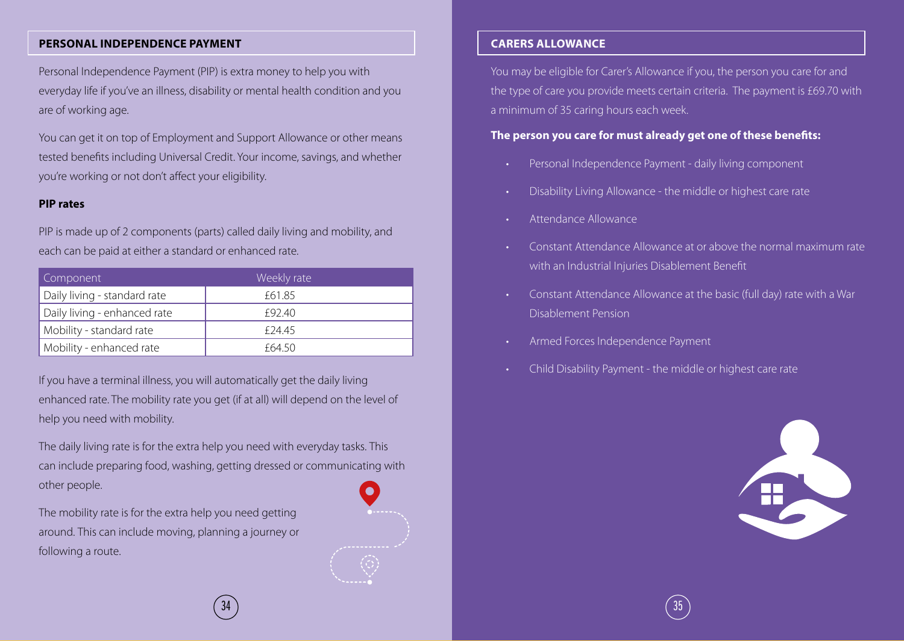## PERSONAL INDEPENDENCE PAYMENT

Personal Independence Payment (PIP) is extra money to help you with everyday life if you've an illness, disability or mental health condition and you are of working age.

You can get it on top of Employment and Support Allowance or other means tested benefits including Universal Credit. Your income, savings, and whether you're working or not don't affect your eligibility.

### PIP rates

PIP is made up of 2 components (parts) called daily living and mobility, and each can be paid at either a standard or enhanced rate.

| Component | Weekly rate |
| --- | --- |
| Daily living - standard rate | £61.85 |
| Daily living - enhanced rate | £92.40 |
| Mobility - standard rate | £24.45 |
| Mobility - enhanced rate | £64.50 |

If you have a terminal illness, you will automatically get the daily living enhanced rate. The mobility rate you get (if at all) will depend on the level of help you need with mobility.

The daily living rate is for the extra help you need with everyday tasks. This can include preparing food, washing, getting dressed or communicating with other people.

The mobility rate is for the extra help you need getting around. This can include moving, planning a journey or following a route.

## CARERS ALLOWANCE

You may be eligible for Carer's Allowance if you, the person you care for and the type of care you provide meets certain criteria. The payment is £69.70 with a minimum of 35 caring hours each week.

**The person you care for must already get one of these benefits:**

- Personal Independence Payment - daily living component
- Disability Living Allowance - the middle or highest care rate
- Attendance Allowance
- Constant Attendance Allowance at or above the normal maximum rate with an Industrial Injuries Disablement Benefit
- Constant Attendance Allowance at the basic (full day) rate with a War Disablement Pension
- Armed Forces Independence Payment
- Child Disability Payment - the middle or highest care rate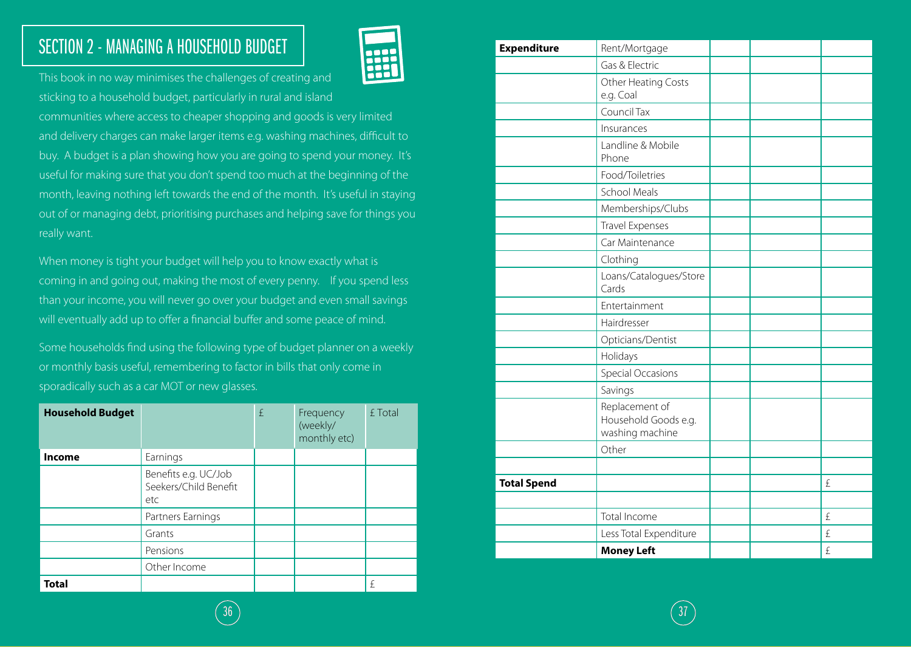# SECTION 2 - MANAGING A HOUSEHOLD BUDGET

This book in no way minimises the challenges of creating and sticking to a household budget, particularly in rural and island communities where access to cheaper shopping and goods is very limited and delivery charges can make larger items e.g. washing machines, difficult to buy. A budget is a plan showing how you are going to spend your money. It's useful for making sure that you don't spend too much at the beginning of the month, leaving nothing left towards the end of the month. It's useful in staying out of or managing debt, prioritising purchases and helping save for things you really want.

When money is tight your budget will help you to know exactly what is coming in and going out, making the most of every penny. If you spend less than your income, you will never go over your budget and even small savings will eventually add up to offer a financial buffer and some peace of mind.

Some households find using the following type of budget planner on a weekly or monthly basis useful, remembering to factor in bills that only come in sporadically such as a car MOT or new glasses.

| **Household Budget** | | £ | Frequency (weekly/ monthly etc) | £ Total |
|---|---|---|---|---|
| **Income** | Earnings | | | |
| | Benefits e.g. UC/Job Seekers/Child Benefit etc | | | |
| | Partners Earnings | | | |
| | Grants | | | |
| | Pensions | | | |
| | Other Income | | | |
| **Total** | | | | £ |
| **Expenditure** | Rent/Mortgage | | | |
| | Gas & Electric | | | |
| | Other Heating Costs e.g. Coal | | | |
| | Council Tax | | | |
| | Insurances | | | |
| | Landline & Mobile Phone | | | |
| | Food/Toiletries | | | |
| | School Meals | | | |
| | Memberships/Clubs | | | |
| | Travel Expenses | | | |
| | Car Maintenance | | | |
| | Clothing | | | |
| | Loans/Catalogues/Store Cards | | | |
| | Entertainment | | | |
| | Hairdresser | | | |
| | Opticians/Dentist | | | |
| | Holidays | | | |
| | Special Occasions | | | |
| | Savings | | | |
| | Replacement of Household Goods e.g. washing machine | | | |
| | Other | | | |
| | | | | |
| **Total Spend** | | | | £ |
| | | | | |
| | Total Income | | | £ |
| | Less Total Expenditure | | | £ |
| | **Money Left** | | | £ |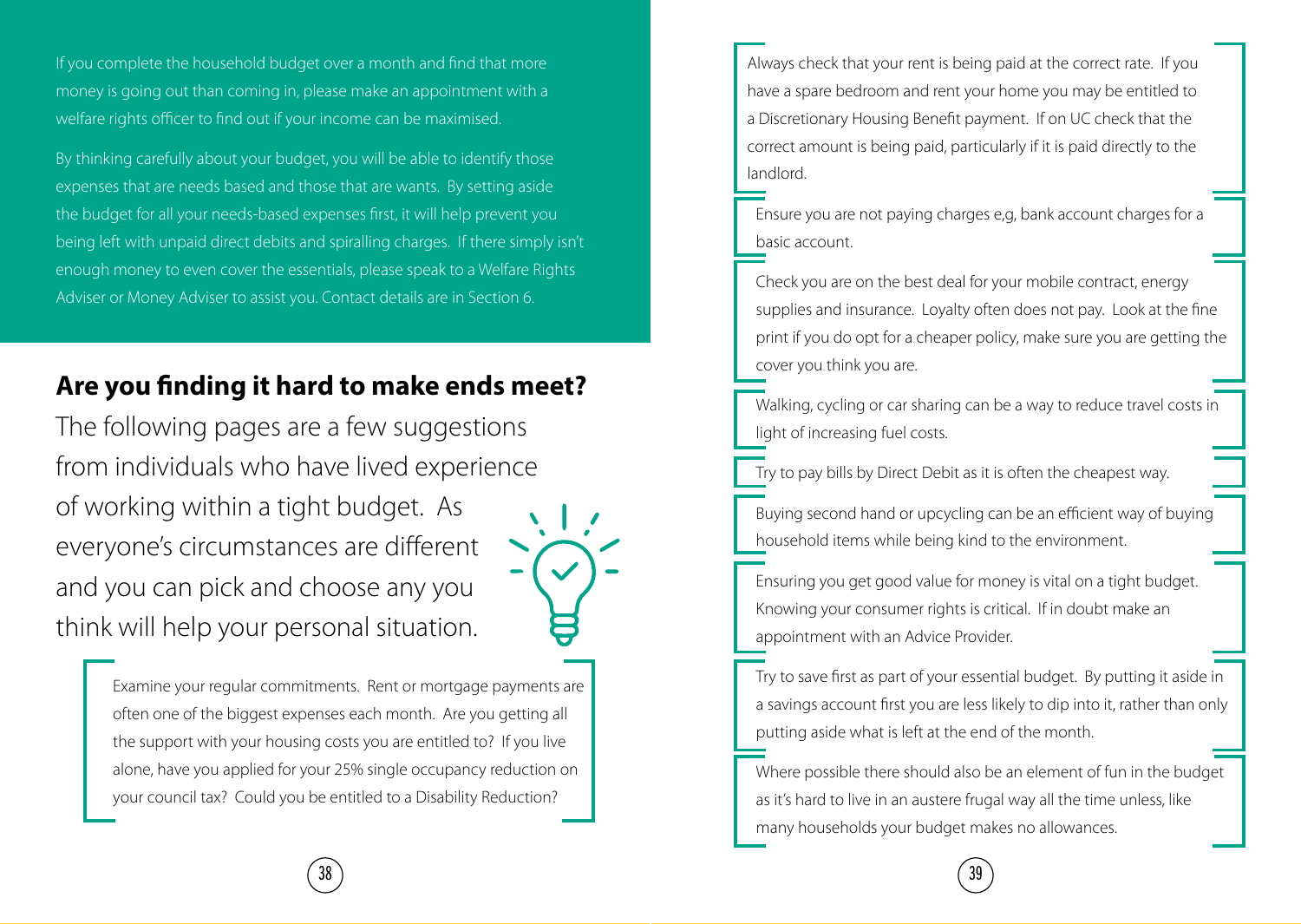If you complete the household budget over a month and find that more money is going out than coming in, please make an appointment with a welfare rights officer to find out if your income can be maximised.

By thinking carefully about your budget, you will be able to identify those expenses that are needs based and those that are wants. By setting aside the budget for all your needs-based expenses first, it will help prevent you being left with unpaid direct debits and spiralling charges. If there simply isn't enough money to even cover the essentials, please speak to a Welfare Rights Adviser or Money Adviser to assist you. Contact details are in Section 6.

## Are you finding it hard to make ends meet?

The following pages are a few suggestions from individuals who have lived experience of working within a tight budget. As everyone's circumstances are different and you can pick and choose any you think will help your personal situation.

Examine your regular commitments. Rent or mortgage payments are often one of the biggest expenses each month. Are you getting all the support with your housing costs you are entitled to? If you live alone, have you applied for your 25% single occupancy reduction on your council tax? Could you be entitled to a Disability Reduction?

Always check that your rent is being paid at the correct rate. If you have a spare bedroom and rent your home you may be entitled to a Discretionary Housing Benefit payment. If on UC check that the correct amount is being paid, particularly if it is paid directly to the landlord.

Ensure you are not paying charges e,g, bank account charges for a basic account.

Check you are on the best deal for your mobile contract, energy supplies and insurance. Loyalty often does not pay. Look at the fine print if you do opt for a cheaper policy, make sure you are getting the cover you think you are.

Walking, cycling or car sharing can be a way to reduce travel costs in light of increasing fuel costs.

Try to pay bills by Direct Debit as it is often the cheapest way.

Buying second hand or upcycling can be an efficient way of buying household items while being kind to the environment.

Ensuring you get good value for money is vital on a tight budget. Knowing your consumer rights is critical. If in doubt make an appointment with an Advice Provider.

Try to save first as part of your essential budget. By putting it aside in a savings account first you are less likely to dip into it, rather than only putting aside what is left at the end of the month.

Where possible there should also be an element of fun in the budget as it's hard to live in an austere frugal way all the time unless, like many households your budget makes no allowances.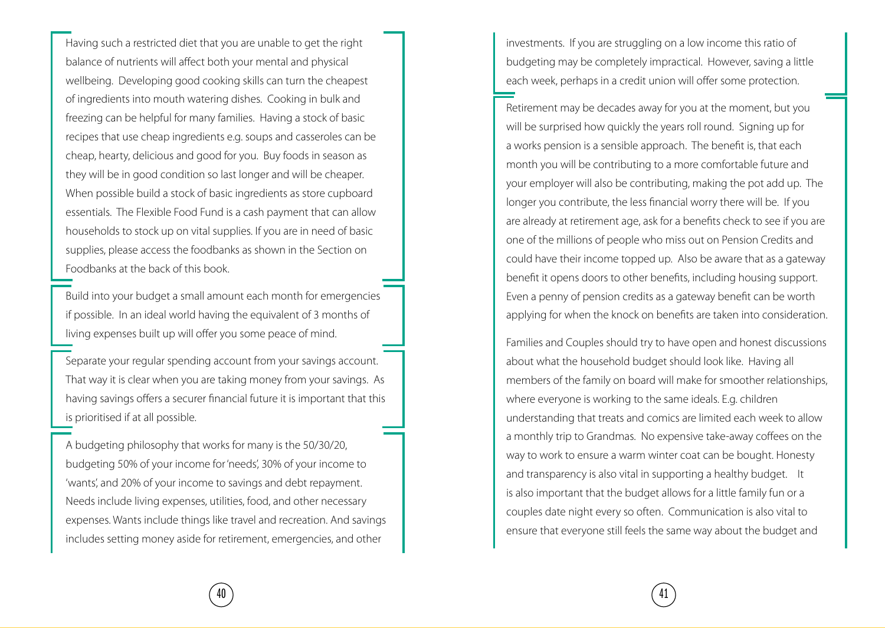Having such a restricted diet that you are unable to get the right balance of nutrients will affect both your mental and physical wellbeing. Developing good cooking skills can turn the cheapest of ingredients into mouth watering dishes. Cooking in bulk and freezing can be helpful for many families. Having a stock of basic recipes that use cheap ingredients e.g. soups and casseroles can be cheap, hearty, delicious and good for you. Buy foods in season as they will be in good condition so last longer and will be cheaper. When possible build a stock of basic ingredients as store cupboard essentials. The Flexible Food Fund is a cash payment that can allow households to stock up on vital supplies. If you are in need of basic supplies, please access the foodbanks as shown in the Section on Foodbanks at the back of this book.

Build into your budget a small amount each month for emergencies if possible. In an ideal world having the equivalent of 3 months of living expenses built up will offer you some peace of mind.

Separate your regular spending account from your savings account. That way it is clear when you are taking money from your savings. As having savings offers a securer financial future it is important that this is prioritised if at all possible.

A budgeting philosophy that works for many is the 50/30/20, budgeting 50% of your income for 'needs', 30% of your income to 'wants', and 20% of your income to savings and debt repayment. Needs include living expenses, utilities, food, and other necessary expenses. Wants include things like travel and recreation. And savings includes setting money aside for retirement, emergencies, and other investments. If you are struggling on a low income this ratio of budgeting may be completely impractical. However, saving a little each week, perhaps in a credit union will offer some protection.

Retirement may be decades away for you at the moment, but you will be surprised how quickly the years roll round. Signing up for a works pension is a sensible approach. The benefit is, that each month you will be contributing to a more comfortable future and your employer will also be contributing, making the pot add up. The longer you contribute, the less financial worry there will be. If you are already at retirement age, ask for a benefits check to see if you are one of the millions of people who miss out on Pension Credits and could have their income topped up. Also be aware that as a gateway benefit it opens doors to other benefits, including housing support. Even a penny of pension credits as a gateway benefit can be worth applying for when the knock on benefits are taken into consideration.

Families and Couples should try to have open and honest discussions about what the household budget should look like. Having all members of the family on board will make for smoother relationships, where everyone is working to the same ideals. E.g. children understanding that treats and comics are limited each week to allow a monthly trip to Grandmas. No expensive take-away coffees on the way to work to ensure a warm winter coat can be bought. Honesty and transparency is also vital in supporting a healthy budget. It is also important that the budget allows for a little family fun or a couples date night every so often. Communication is also vital to ensure that everyone still feels the same way about the budget and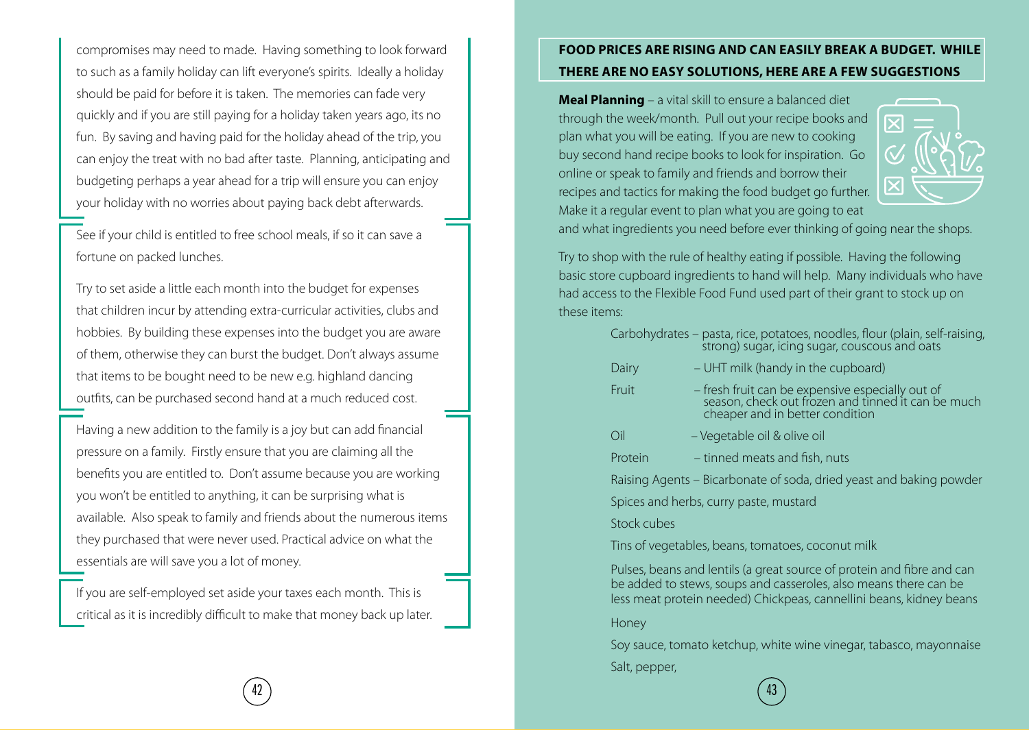compromises may need to made. Having something to look forward to such as a family holiday can lift everyone's spirits. Ideally a holiday should be paid for before it is taken. The memories can fade very quickly and if you are still paying for a holiday taken years ago, its no fun. By saving and having paid for the holiday ahead of the trip, you can enjoy the treat with no bad after taste. Planning, anticipating and budgeting perhaps a year ahead for a trip will ensure you can enjoy your holiday with no worries about paying back debt afterwards.

See if your child is entitled to free school meals, if so it can save a fortune on packed lunches.

Try to set aside a little each month into the budget for expenses that children incur by attending extra-curricular activities, clubs and hobbies. By building these expenses into the budget you are aware of them, otherwise they can burst the budget. Don't always assume that items to be bought need to be new e.g. highland dancing outfits, can be purchased second hand at a much reduced cost.

Having a new addition to the family is a joy but can add financial pressure on a family. Firstly ensure that you are claiming all the benefits you are entitled to. Don't assume because you are working you won't be entitled to anything, it can be surprising what is available. Also speak to family and friends about the numerous items they purchased that were never used. Practical advice on what the essentials are will save you a lot of money.

If you are self-employed set aside your taxes each month. This is critical as it is incredibly difficult to make that money back up later.

## FOOD PRICES ARE RISING AND CAN EASILY BREAK A BUDGET. WHILE THERE ARE NO EASY SOLUTIONS, HERE ARE A FEW SUGGESTIONS

**Meal Planning** – a vital skill to ensure a balanced diet through the week/month. Pull out your recipe books and plan what you will be eating. If you are new to cooking buy second hand recipe books to look for inspiration. Go online or speak to family and friends and borrow their recipes and tactics for making the food budget go further. Make it a regular event to plan what you are going to eat and what ingredients you need before ever thinking of going near the shops.

Try to shop with the rule of healthy eating if possible. Having the following basic store cupboard ingredients to hand will help. Many individuals who have had access to the Flexible Food Fund used part of their grant to stock up on these items:

- Carbohydrates – pasta, rice, potatoes, noodles, flour (plain, self-raising, strong) sugar, icing sugar, couscous and oats
- Dairy – UHT milk (handy in the cupboard)
- Fruit – fresh fruit can be expensive especially out of season, check out frozen and tinned it can be much cheaper and in better condition
- Oil – Vegetable oil & olive oil
- Protein – tinned meats and fish, nuts
- Raising Agents – Bicarbonate of soda, dried yeast and baking powder
- Spices and herbs, curry paste, mustard
- Stock cubes
- Tins of vegetables, beans, tomatoes, coconut milk
- Pulses, beans and lentils (a great source of protein and fibre and can be added to stews, soups and casseroles, also means there can be less meat protein needed) Chickpeas, cannellini beans, kidney beans
- Honey
- Soy sauce, tomato ketchup, white wine vinegar, tabasco, mayonnaise
- Salt, pepper,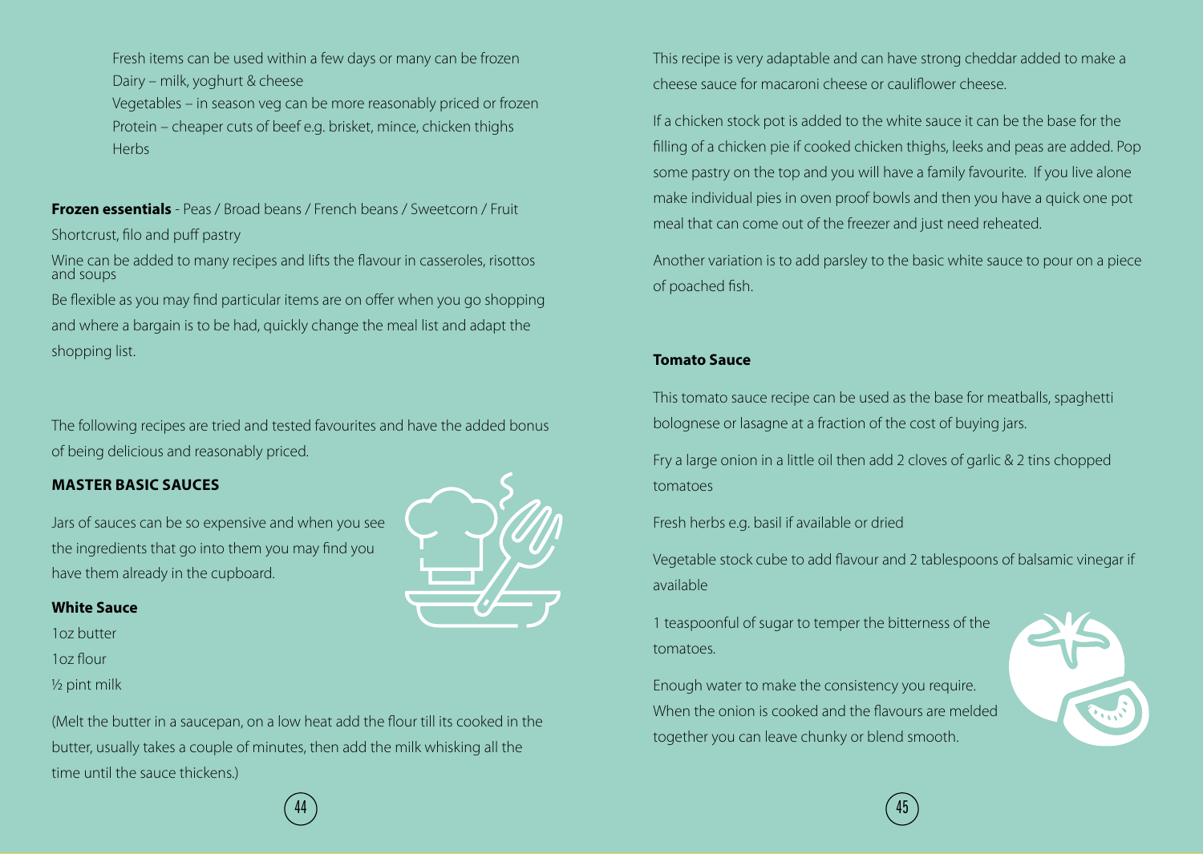Fresh items can be used within a few days or many can be frozen

Dairy – milk, yoghurt & cheese

Vegetables – in season veg can be more reasonably priced or frozen

Protein – cheaper cuts of beef e.g. brisket, mince, chicken thighs

Herbs

**Frozen essentials** - Peas / Broad beans / French beans / Sweetcorn / Fruit

Shortcrust, filo and puff pastry

Wine can be added to many recipes and lifts the flavour in casseroles, risottos and soups

Be flexible as you may find particular items are on offer when you go shopping and where a bargain is to be had, quickly change the meal list and adapt the shopping list.

The following recipes are tried and tested favourites and have the added bonus of being delicious and reasonably priced.

## MASTER BASIC SAUCES

Jars of sauces can be so expensive and when you see the ingredients that go into them you may find you have them already in the cupboard.

### White Sauce

1oz butter

1oz flour

½ pint milk

(Melt the butter in a saucepan, on a low heat add the flour till its cooked in the butter, usually takes a couple of minutes, then add the milk whisking all the time until the sauce thickens.)

This recipe is very adaptable and can have strong cheddar added to make a cheese sauce for macaroni cheese or cauliflower cheese.

If a chicken stock pot is added to the white sauce it can be the base for the filling of a chicken pie if cooked chicken thighs, leeks and peas are added. Pop some pastry on the top and you will have a family favourite. If you live alone make individual pies in oven proof bowls and then you have a quick one pot meal that can come out of the freezer and just need reheated.

Another variation is to add parsley to the basic white sauce to pour on a piece of poached fish.

### Tomato Sauce

This tomato sauce recipe can be used as the base for meatballs, spaghetti bolognese or lasagne at a fraction of the cost of buying jars.

Fry a large onion in a little oil then add 2 cloves of garlic & 2 tins chopped tomatoes

Fresh herbs e.g. basil if available or dried

Vegetable stock cube to add flavour and 2 tablespoons of balsamic vinegar if available

1 teaspoonful of sugar to temper the bitterness of the tomatoes.

Enough water to make the consistency you require. When the onion is cooked and the flavours are melded together you can leave chunky or blend smooth.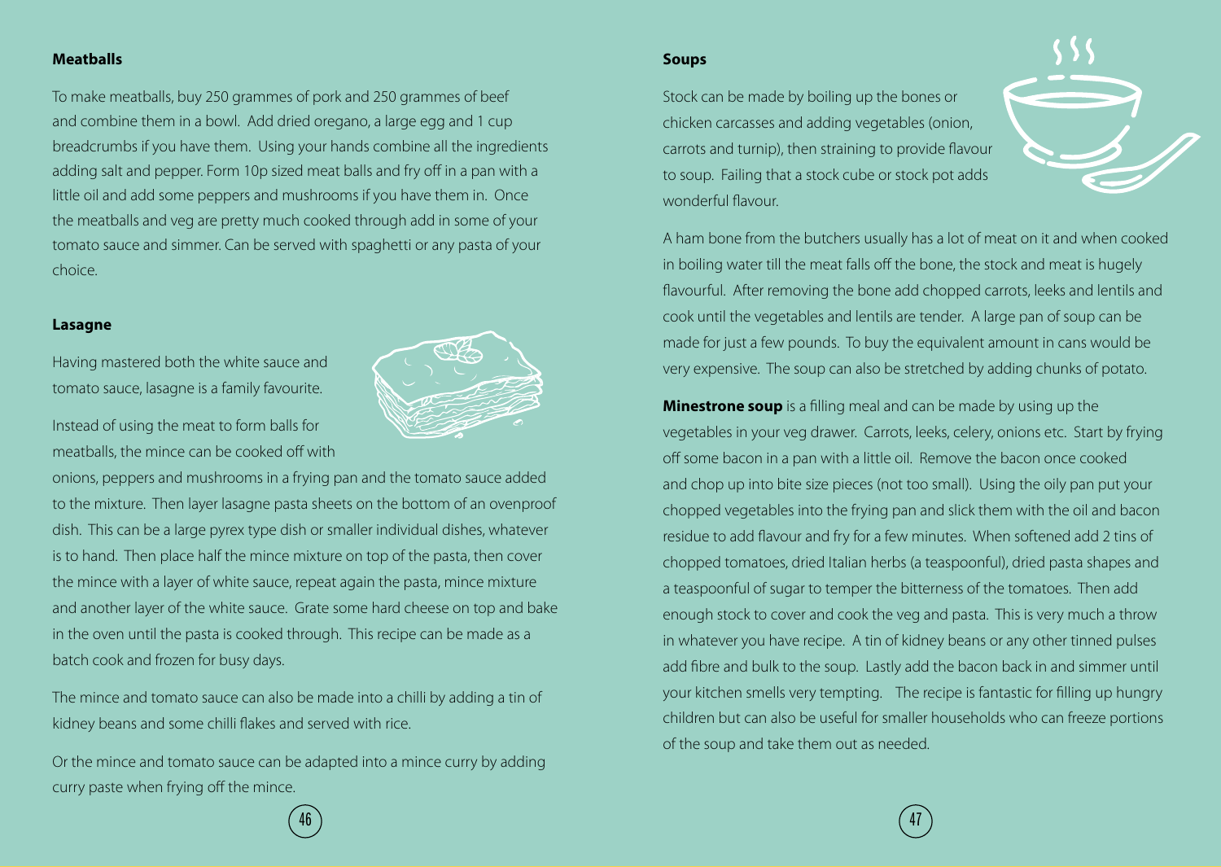## Meatballs

To make meatballs, buy 250 grammes of pork and 250 grammes of beef and combine them in a bowl. Add dried oregano, a large egg and 1 cup breadcrumbs if you have them. Using your hands combine all the ingredients adding salt and pepper. Form 10p sized meat balls and fry off in a pan with a little oil and add some peppers and mushrooms if you have them in. Once the meatballs and veg are pretty much cooked through add in some of your tomato sauce and simmer. Can be served with spaghetti or any pasta of your choice.

## Lasagne

Having mastered both the white sauce and tomato sauce, lasagne is a family favourite.

Instead of using the meat to form balls for meatballs, the mince can be cooked off with onions, peppers and mushrooms in a frying pan and the tomato sauce added to the mixture. Then layer lasagne pasta sheets on the bottom of an ovenproof dish. This can be a large pyrex type dish or smaller individual dishes, whatever is to hand. Then place half the mince mixture on top of the pasta, then cover the mince with a layer of white sauce, repeat again the pasta, mince mixture and another layer of the white sauce. Grate some hard cheese on top and bake in the oven until the pasta is cooked through. This recipe can be made as a batch cook and frozen for busy days.

The mince and tomato sauce can also be made into a chilli by adding a tin of kidney beans and some chilli flakes and served with rice.

Or the mince and tomato sauce can be adapted into a mince curry by adding curry paste when frying off the mince.

## Soups

Stock can be made by boiling up the bones or chicken carcasses and adding vegetables (onion, carrots and turnip), then straining to provide flavour to soup. Failing that a stock cube or stock pot adds wonderful flavour.

A ham bone from the butchers usually has a lot of meat on it and when cooked in boiling water till the meat falls off the bone, the stock and meat is hugely flavourful. After removing the bone add chopped carrots, leeks and lentils and cook until the vegetables and lentils are tender. A large pan of soup can be made for just a few pounds. To buy the equivalent amount in cans would be very expensive. The soup can also be stretched by adding chunks of potato.

**Minestrone soup** is a filling meal and can be made by using up the vegetables in your veg drawer. Carrots, leeks, celery, onions etc. Start by frying off some bacon in a pan with a little oil. Remove the bacon once cooked and chop up into bite size pieces (not too small). Using the oily pan put your chopped vegetables into the frying pan and slick them with the oil and bacon residue to add flavour and fry for a few minutes. When softened add 2 tins of chopped tomatoes, dried Italian herbs (a teaspoonful), dried pasta shapes and a teaspoonful of sugar to temper the bitterness of the tomatoes. Then add enough stock to cover and cook the veg and pasta. This is very much a throw in whatever you have recipe. A tin of kidney beans or any other tinned pulses add fibre and bulk to the soup. Lastly add the bacon back in and simmer until your kitchen smells very tempting. The recipe is fantastic for filling up hungry children but can also be useful for smaller households who can freeze portions of the soup and take them out as needed.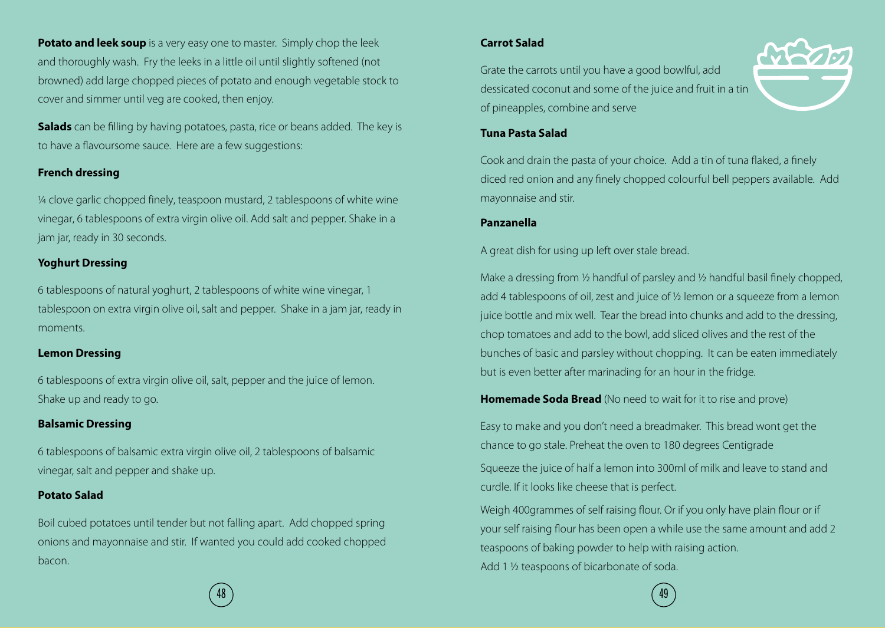**Potato and leek soup** is a very easy one to master. Simply chop the leek and thoroughly wash. Fry the leeks in a little oil until slightly softened (not browned) add large chopped pieces of potato and enough vegetable stock to cover and simmer until veg are cooked, then enjoy.

**Salads** can be filling by having potatoes, pasta, rice or beans added. The key is to have a flavoursome sauce. Here are a few suggestions:

**French dressing**

¼ clove garlic chopped finely, teaspoon mustard, 2 tablespoons of white wine vinegar, 6 tablespoons of extra virgin olive oil. Add salt and pepper. Shake in a jam jar, ready in 30 seconds.

**Yoghurt Dressing**

6 tablespoons of natural yoghurt, 2 tablespoons of white wine vinegar, 1 tablespoon on extra virgin olive oil, salt and pepper. Shake in a jam jar, ready in moments.

**Lemon Dressing**

6 tablespoons of extra virgin olive oil, salt, pepper and the juice of lemon. Shake up and ready to go.

**Balsamic Dressing**

6 tablespoons of balsamic extra virgin olive oil, 2 tablespoons of balsamic vinegar, salt and pepper and shake up.

**Potato Salad**

Boil cubed potatoes until tender but not falling apart. Add chopped spring onions and mayonnaise and stir. If wanted you could add cooked chopped bacon.

**Carrot Salad**

Grate the carrots until you have a good bowlful, add dessicated coconut and some of the juice and fruit in a tin of pineapples, combine and serve

**Tuna Pasta Salad**

Cook and drain the pasta of your choice. Add a tin of tuna flaked, a finely diced red onion and any finely chopped colourful bell peppers available. Add mayonnaise and stir.

**Panzanella**

A great dish for using up left over stale bread.

Make a dressing from ½ handful of parsley and ½ handful basil finely chopped, add 4 tablespoons of oil, zest and juice of ½ lemon or a squeeze from a lemon juice bottle and mix well. Tear the bread into chunks and add to the dressing, chop tomatoes and add to the bowl, add sliced olives and the rest of the bunches of basic and parsley without chopping. It can be eaten immediately but is even better after marinading for an hour in the fridge.

**Homemade Soda Bread** (No need to wait for it to rise and prove)

Easy to make and you don't need a breadmaker. This bread wont get the chance to go stale. Preheat the oven to 180 degrees Centigrade

Squeeze the juice of half a lemon into 300ml of milk and leave to stand and curdle. If it looks like cheese that is perfect.

Weigh 400grammes of self raising flour. Or if you only have plain flour or if your self raising flour has been open a while use the same amount and add 2 teaspoons of baking powder to help with raising action.
Add 1 ½ teaspoons of bicarbonate of soda.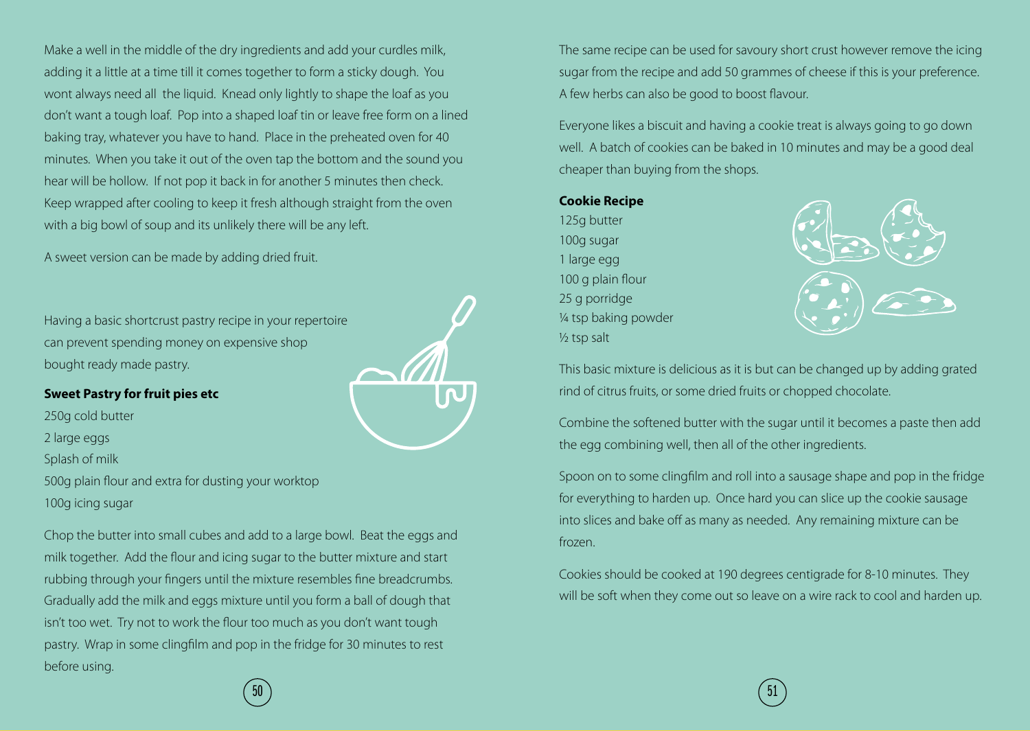Make a well in the middle of the dry ingredients and add your curdles milk, adding it a little at a time till it comes together to form a sticky dough. You wont always need all the liquid. Knead only lightly to shape the loaf as you don't want a tough loaf. Pop into a shaped loaf tin or leave free form on a lined baking tray, whatever you have to hand. Place in the preheated oven for 40 minutes. When you take it out of the oven tap the bottom and the sound you hear will be hollow. If not pop it back in for another 5 minutes then check. Keep wrapped after cooling to keep it fresh although straight from the oven with a big bowl of soup and its unlikely there will be any left.

A sweet version can be made by adding dried fruit.

Having a basic shortcrust pastry recipe in your repertoire can prevent spending money on expensive shop bought ready made pastry.

**Sweet Pastry for fruit pies etc**

250g cold butter
2 large eggs
Splash of milk
500g plain flour and extra for dusting your worktop
100g icing sugar

Chop the butter into small cubes and add to a large bowl. Beat the eggs and milk together. Add the flour and icing sugar to the butter mixture and start rubbing through your fingers until the mixture resembles fine breadcrumbs. Gradually add the milk and eggs mixture until you form a ball of dough that isn't too wet. Try not to work the flour too much as you don't want tough pastry. Wrap in some clingfilm and pop in the fridge for 30 minutes to rest before using.

The same recipe can be used for savoury short crust however remove the icing sugar from the recipe and add 50 grammes of cheese if this is your preference. A few herbs can also be good to boost flavour.

Everyone likes a biscuit and having a cookie treat is always going to go down well. A batch of cookies can be baked in 10 minutes and may be a good deal cheaper than buying from the shops.

**Cookie Recipe**

125g butter
100g sugar
1 large egg
100 g plain flour
25 g porridge
¼ tsp baking powder
½ tsp salt

This basic mixture is delicious as it is but can be changed up by adding grated rind of citrus fruits, or some dried fruits or chopped chocolate.

Combine the softened butter with the sugar until it becomes a paste then add the egg combining well, then all of the other ingredients.

Spoon on to some clingfilm and roll into a sausage shape and pop in the fridge for everything to harden up. Once hard you can slice up the cookie sausage into slices and bake off as many as needed. Any remaining mixture can be frozen.

Cookies should be cooked at 190 degrees centigrade for 8-10 minutes. They will be soft when they come out so leave on a wire rack to cool and harden up.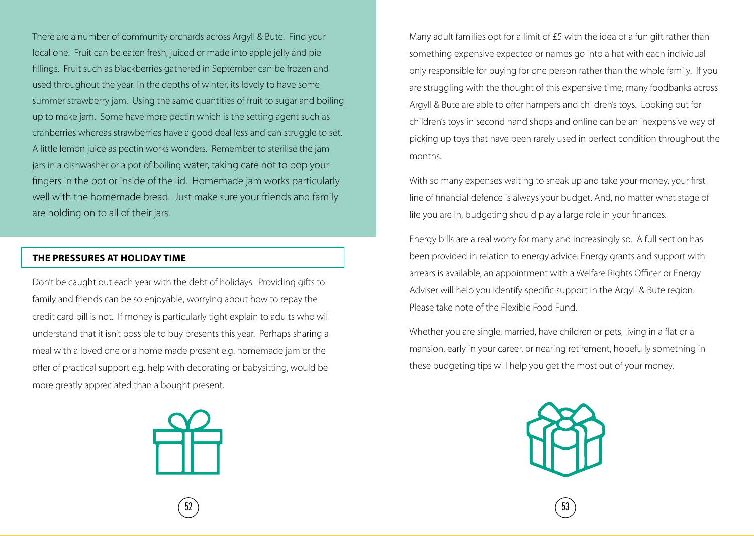There are a number of community orchards across Argyll & Bute. Find your local one. Fruit can be eaten fresh, juiced or made into apple jelly and pie fillings. Fruit such as blackberries gathered in September can be frozen and used throughout the year. In the depths of winter, its lovely to have some summer strawberry jam. Using the same quantities of fruit to sugar and boiling up to make jam. Some have more pectin which is the setting agent such as cranberries whereas strawberries have a good deal less and can struggle to set. A little lemon juice as pectin works wonders. Remember to sterilise the jam jars in a dishwasher or a pot of boiling water, taking care not to pop your fingers in the pot or inside of the lid. Homemade jam works particularly well with the homemade bread. Just make sure your friends and family are holding on to all of their jars.

## THE PRESSURES AT HOLIDAY TIME

Don't be caught out each year with the debt of holidays. Providing gifts to family and friends can be so enjoyable, worrying about how to repay the credit card bill is not. If money is particularly tight explain to adults who will understand that it isn't possible to buy presents this year. Perhaps sharing a meal with a loved one or a home made present e.g. homemade jam or the offer of practical support e.g. help with decorating or babysitting, would be more greatly appreciated than a bought present.

Many adult families opt for a limit of £5 with the idea of a fun gift rather than something expensive expected or names go into a hat with each individual only responsible for buying for one person rather than the whole family. If you are struggling with the thought of this expensive time, many foodbanks across Argyll & Bute are able to offer hampers and children's toys. Looking out for children's toys in second hand shops and online can be an inexpensive way of picking up toys that have been rarely used in perfect condition throughout the months.

With so many expenses waiting to sneak up and take your money, your first line of financial defence is always your budget. And, no matter what stage of life you are in, budgeting should play a large role in your finances.

Energy bills are a real worry for many and increasingly so. A full section has been provided in relation to energy advice. Energy grants and support with arrears is available, an appointment with a Welfare Rights Officer or Energy Adviser will help you identify specific support in the Argyll & Bute region. Please take note of the Flexible Food Fund.

Whether you are single, married, have children or pets, living in a flat or a mansion, early in your career, or nearing retirement, hopefully something in these budgeting tips will help you get the most out of your money.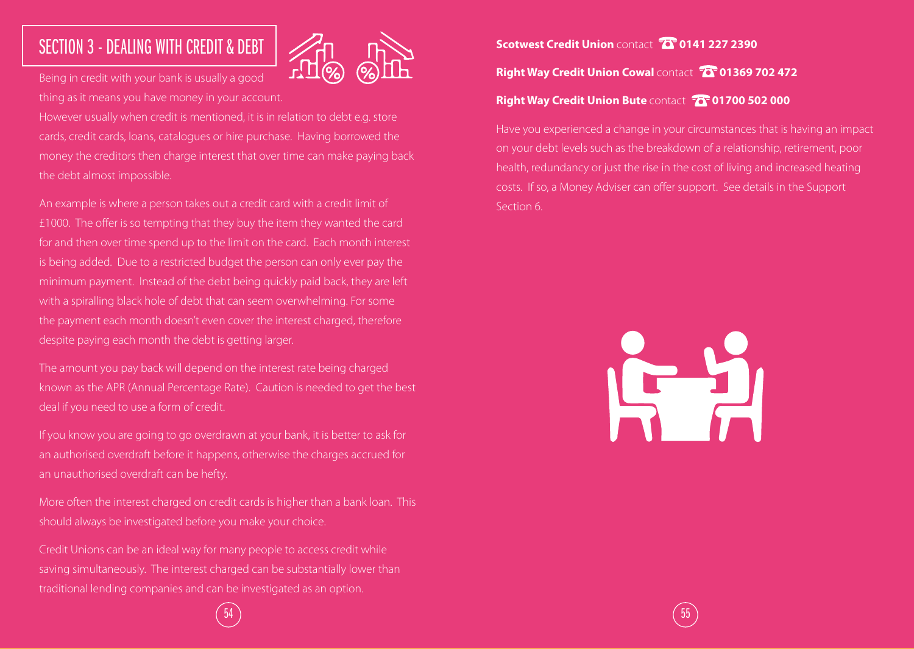# SECTION 3 - DEALING WITH CREDIT & DEBT

Being in credit with your bank is usually a good thing as it means you have money in your account.

However usually when credit is mentioned, it is in relation to debt e.g. store cards, credit cards, loans, catalogues or hire purchase. Having borrowed the money the creditors then charge interest that over time can make paying back the debt almost impossible.

An example is where a person takes out a credit card with a credit limit of £1000. The offer is so tempting that they buy the item they wanted the card for and then over time spend up to the limit on the card. Each month interest is being added. Due to a restricted budget the person can only ever pay the minimum payment. Instead of the debt being quickly paid back, they are left with a spiralling black hole of debt that can seem overwhelming. For some the payment each month doesn't even cover the interest charged, therefore despite paying each month the debt is getting larger.

The amount you pay back will depend on the interest rate being charged known as the APR (Annual Percentage Rate). Caution is needed to get the best deal if you need to use a form of credit.

If you know you are going to go overdrawn at your bank, it is better to ask for an authorised overdraft before it happens, otherwise the charges accrued for an unauthorised overdraft can be hefty.

More often the interest charged on credit cards is higher than a bank loan. This should always be investigated before you make your choice.

Credit Unions can be an ideal way for many people to access credit while saving simultaneously. The interest charged can be substantially lower than traditional lending companies and can be investigated as an option.

**Scotwest Credit Union** contact ☎ **0141 227 2390**

**Right Way Credit Union Cowal** contact ☎ **01369 702 472**

**Right Way Credit Union Bute** contact ☎ **01700 502 000**

Have you experienced a change in your circumstances that is having an impact on your debt levels such as the breakdown of a relationship, retirement, poor health, redundancy or just the rise in the cost of living and increased heating costs. If so, a Money Adviser can offer support. See details in the Support Section 6.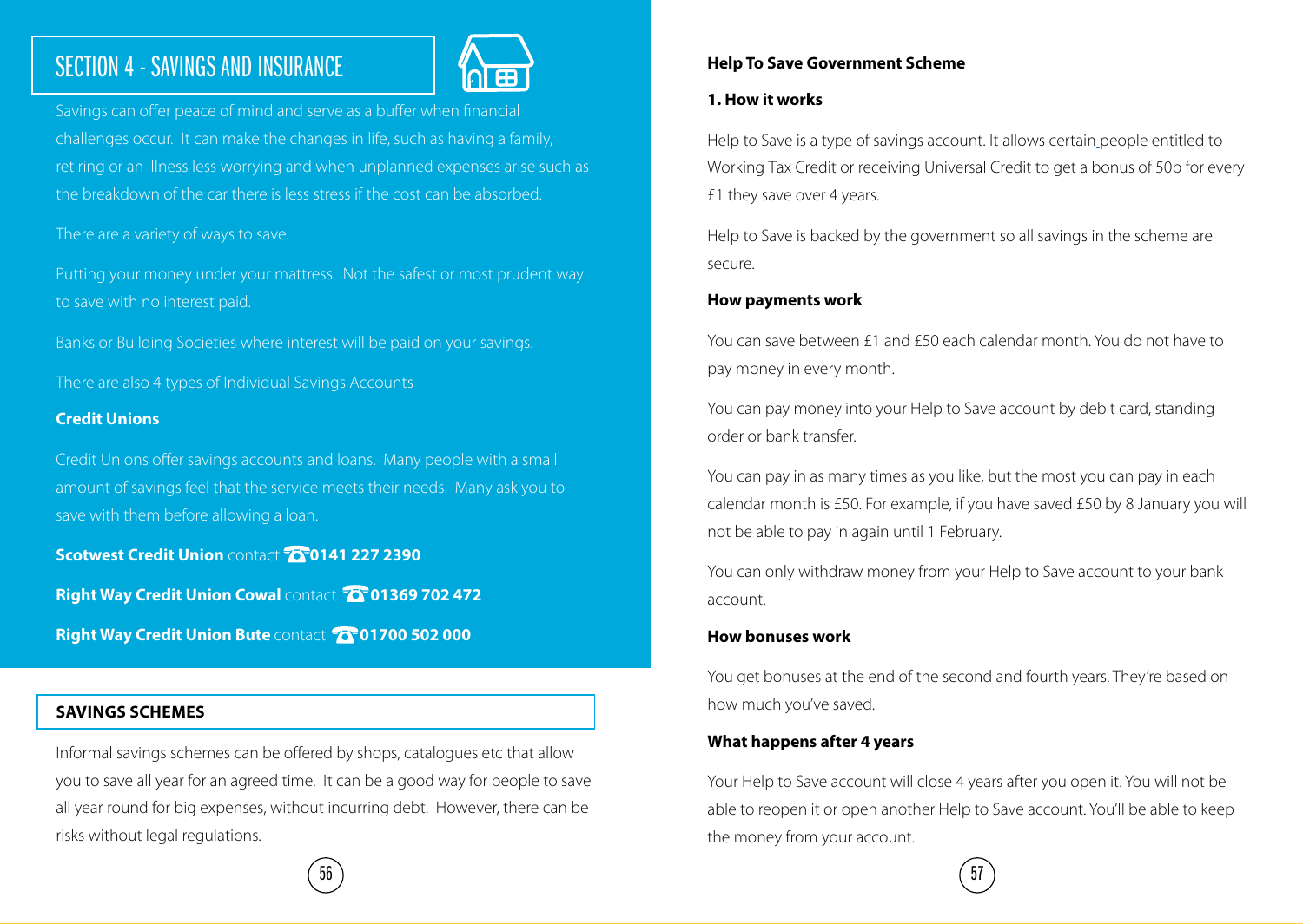# SECTION 4 - SAVINGS AND INSURANCE

Savings can offer peace of mind and serve as a buffer when financial challenges occur. It can make the changes in life, such as having a family, retiring or an illness less worrying and when unplanned expenses arise such as the breakdown of the car there is less stress if the cost can be absorbed.

There are a variety of ways to save.

Putting your money under your mattress. Not the safest or most prudent way to save with no interest paid.

Banks or Building Societies where interest will be paid on your savings.

There are also 4 types of Individual Savings Accounts

**Credit Unions**

Credit Unions offer savings accounts and loans. Many people with a small amount of savings feel that the service meets their needs. Many ask you to save with them before allowing a loan.

**Scotwest Credit Union** contact ☎ **0141 227 2390**

**Right Way Credit Union Cowal** contact ☎ **01369 702 472**

**Right Way Credit Union Bute** contact ☎ **01700 502 000**

## SAVINGS SCHEMES

Informal savings schemes can be offered by shops, catalogues etc that allow you to save all year for an agreed time. It can be a good way for people to save all year round for big expenses, without incurring debt. However, there can be risks without legal regulations.

### Help To Save Government Scheme

**1. How it works**

Help to Save is a type of savings account. It allows certain people entitled to Working Tax Credit or receiving Universal Credit to get a bonus of 50p for every £1 they save over 4 years.

Help to Save is backed by the government so all savings in the scheme are secure.

**How payments work**

You can save between £1 and £50 each calendar month. You do not have to pay money in every month.

You can pay money into your Help to Save account by debit card, standing order or bank transfer.

You can pay in as many times as you like, but the most you can pay in each calendar month is £50. For example, if you have saved £50 by 8 January you will not be able to pay in again until 1 February.

You can only withdraw money from your Help to Save account to your bank account.

**How bonuses work**

You get bonuses at the end of the second and fourth years. They're based on how much you've saved.

**What happens after 4 years**

Your Help to Save account will close 4 years after you open it. You will not be able to reopen it or open another Help to Save account. You'll be able to keep the money from your account.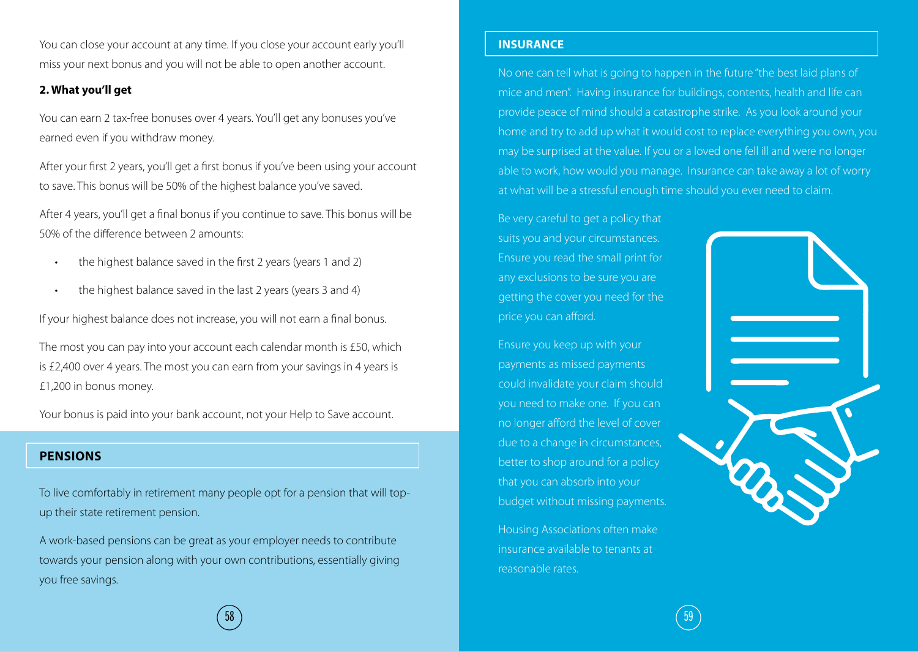You can close your account at any time. If you close your account early you'll miss your next bonus and you will not be able to open another account.

**2. What you'll get**

You can earn 2 tax-free bonuses over 4 years. You'll get any bonuses you've earned even if you withdraw money.

After your first 2 years, you'll get a first bonus if you've been using your account to save. This bonus will be 50% of the highest balance you've saved.

After 4 years, you'll get a final bonus if you continue to save. This bonus will be 50% of the difference between 2 amounts:

- the highest balance saved in the first 2 years (years 1 and 2)
- the highest balance saved in the last 2 years (years 3 and 4)

If your highest balance does not increase, you will not earn a final bonus.

The most you can pay into your account each calendar month is £50, which is £2,400 over 4 years. The most you can earn from your savings in 4 years is £1,200 in bonus money.

Your bonus is paid into your bank account, not your Help to Save account.

## PENSIONS

To live comfortably in retirement many people opt for a pension that will top-up their state retirement pension.

A work-based pensions can be great as your employer needs to contribute towards your pension along with your own contributions, essentially giving you free savings.

## INSURANCE

No one can tell what is going to happen in the future "the best laid plans of mice and men". Having insurance for buildings, contents, health and life can provide peace of mind should a catastrophe strike. As you look around your home and try to add up what it would cost to replace everything you own, you may be surprised at the value. If you or a loved one fell ill and were no longer able to work, how would you manage. Insurance can take away a lot of worry at what will be a stressful enough time should you ever need to claim.

Be very careful to get a policy that suits you and your circumstances. Ensure you read the small print for any exclusions to be sure you are getting the cover you need for the price you can afford.

Ensure you keep up with your payments as missed payments could invalidate your claim should you need to make one. If you can no longer afford the level of cover due to a change in circumstances, better to shop around for a policy that you can absorb into your budget without missing payments.

Housing Associations often make insurance available to tenants at reasonable rates.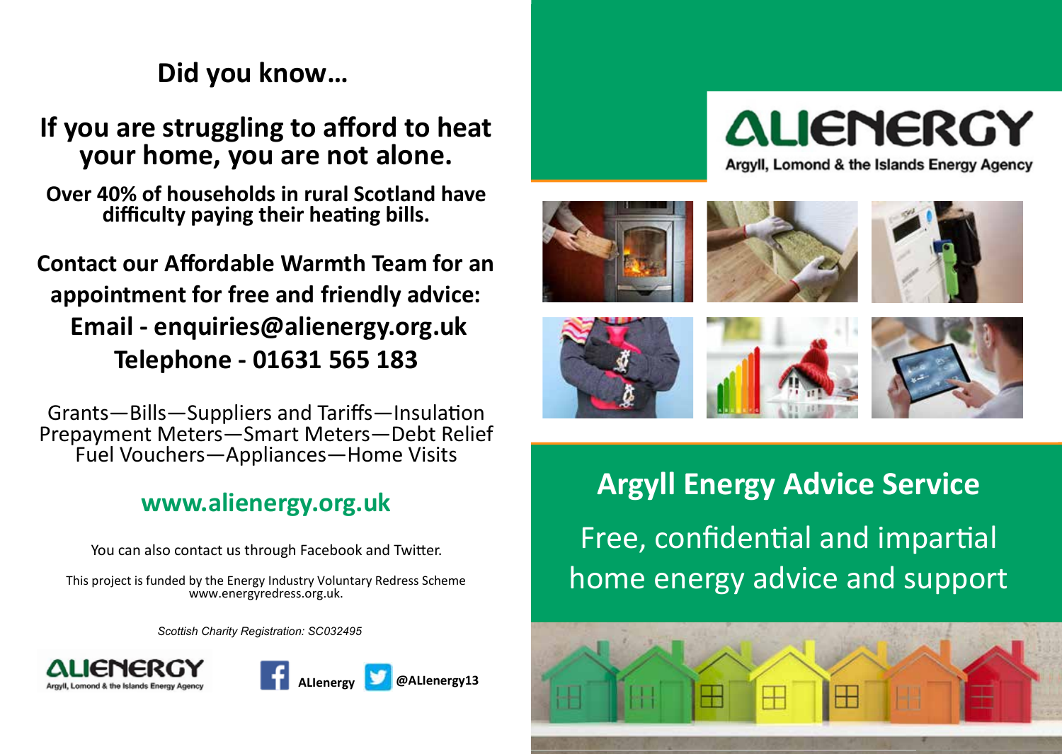## Did you know…

## If you are struggling to afford to heat your home, you are not alone.

**Over 40% of households in rural Scotland have difficulty paying their heating bills.**

**Contact our Affordable Warmth Team for an appointment for free and friendly advice:**
**Email - enquiries@alienergy.org.uk**
**Telephone - 01631 565 183**

Grants—Bills—Suppliers and Tariffs—Insulation
Prepayment Meters—Smart Meters—Debt Relief
Fuel Vouchers—Appliances—Home Visits

**www.alienergy.org.uk**

You can also contact us through Facebook and Twitter.

This project is funded by the Energy Industry Voluntary Redress Scheme www.energyredress.org.uk.

*Scottish Charity Registration: SC032495*

ALIENERGY
Argyll, Lomond & the Islands Energy Agency

**ALIenergy** **@ALIenergy13**

# ALIENERGY

Argyll, Lomond & the Islands Energy Agency

## Argyll Energy Advice Service

Free, confidential and impartial home energy advice and support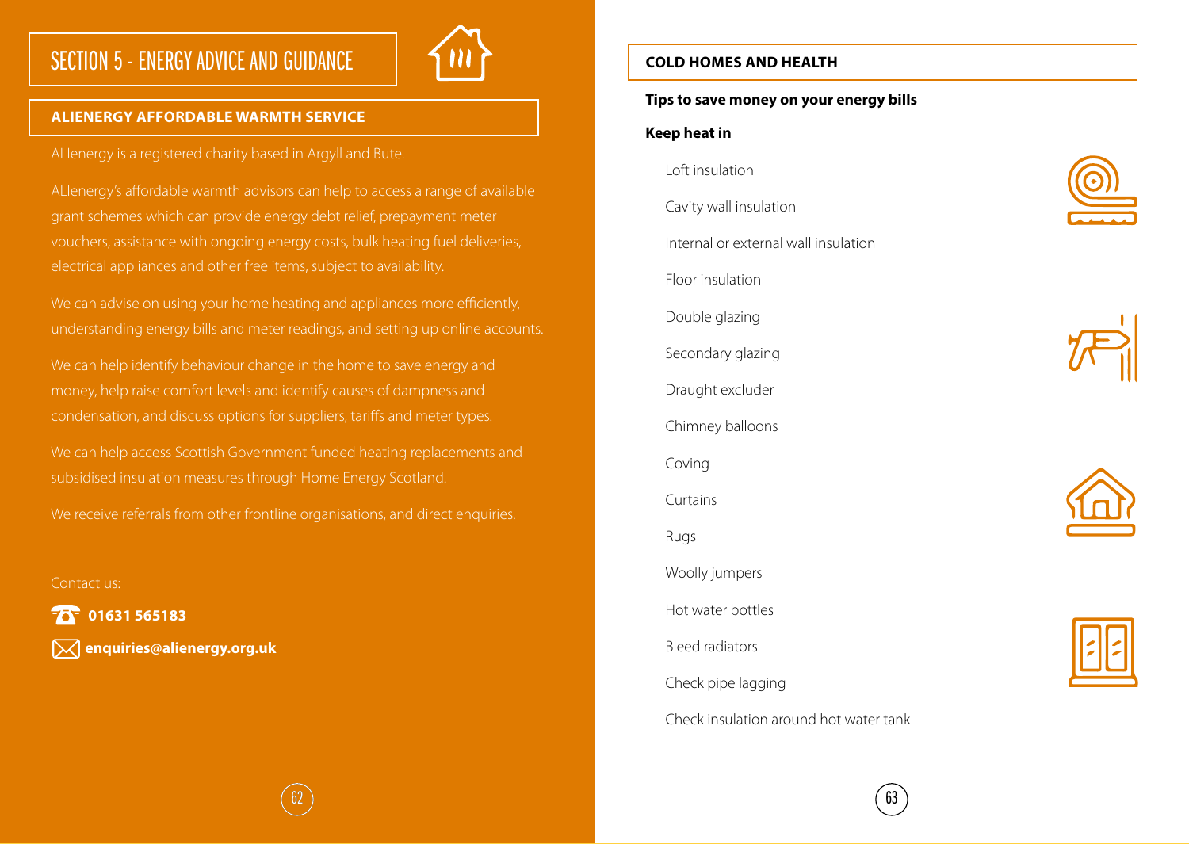# SECTION 5 - ENERGY ADVICE AND GUIDANCE

## ALIENERGY AFFORDABLE WARMTH SERVICE

ALIenergy is a registered charity based in Argyll and Bute.

ALIenergy's affordable warmth advisors can help to access a range of available grant schemes which can provide energy debt relief, prepayment meter vouchers, assistance with ongoing energy costs, bulk heating fuel deliveries, electrical appliances and other free items, subject to availability.

We can advise on using your home heating and appliances more efficiently, understanding energy bills and meter readings, and setting up online accounts.

We can help identify behaviour change in the home to save energy and money, help raise comfort levels and identify causes of dampness and condensation, and discuss options for suppliers, tariffs and meter types.

We can help access Scottish Government funded heating replacements and subsidised insulation measures through Home Energy Scotland.

We receive referrals from other frontline organisations, and direct enquiries.

Contact us:

**01631 565183**

**enquiries@alienergy.org.uk**

## COLD HOMES AND HEALTH

**Tips to save money on your energy bills**

**Keep heat in**

- Loft insulation
- Cavity wall insulation
- Internal or external wall insulation
- Floor insulation
- Double glazing
- Secondary glazing
- Draught excluder
- Chimney balloons
- Coving
- Curtains
- Rugs
- Woolly jumpers
- Hot water bottles
- Bleed radiators
- Check pipe lagging
- Check insulation around hot water tank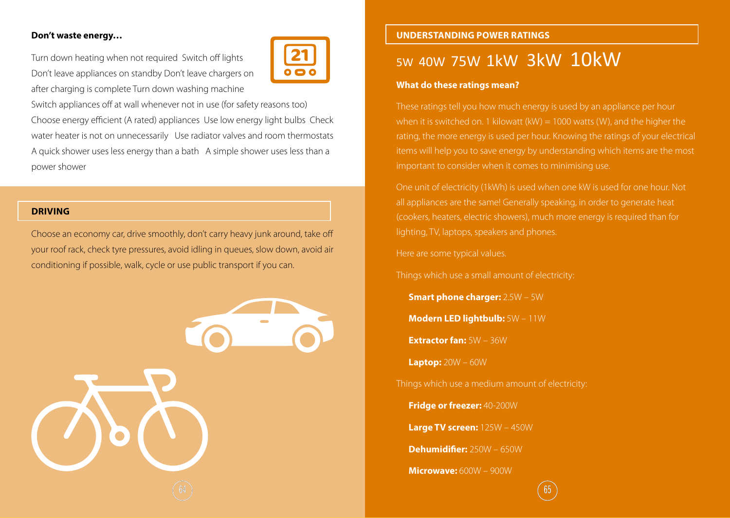**Don't waste energy…**

Turn down heating when not required Switch off lights Don't leave appliances on standby Don't leave chargers on after charging is complete Turn down washing machine Switch appliances off at wall whenever not in use (for safety reasons too) Choose energy efficient (A rated) appliances Use low energy light bulbs Check water heater is not on unnecessarily Use radiator valves and room thermostats A quick shower uses less energy than a bath A simple shower uses less than a power shower

## DRIVING

Choose an economy car, drive smoothly, don't carry heavy junk around, take off your roof rack, check tyre pressures, avoid idling in queues, slow down, avoid air conditioning if possible, walk, cycle or use public transport if you can.

## UNDERSTANDING POWER RATINGS

5W 40W 75W 1kW 3kW 10kW

**What do these ratings mean?**

These ratings tell you how much energy is used by an appliance per hour when it is switched on. 1 kilowatt (kW) = 1000 watts (W), and the higher the rating, the more energy is used per hour. Knowing the ratings of your electrical items will help you to save energy by understanding which items are the most important to consider when it comes to minimising use.

One unit of electricity (1kWh) is used when one kW is used for one hour. Not all appliances are the same! Generally speaking, in order to generate heat (cookers, heaters, electric showers), much more energy is required than for lighting, TV, laptops, speakers and phones.

Here are some typical values.

Things which use a small amount of electricity:

- **Smart phone charger:** 2.5W – 5W
- **Modern LED lightbulb:** 5W – 11W
- **Extractor fan:** 5W – 36W
- **Laptop:** 20W – 60W

Things which use a medium amount of electricity:

- **Fridge or freezer:** 40-200W
- **Large TV screen:** 125W – 450W
- **Dehumidifier:** 250W – 650W
- **Microwave:** 600W – 900W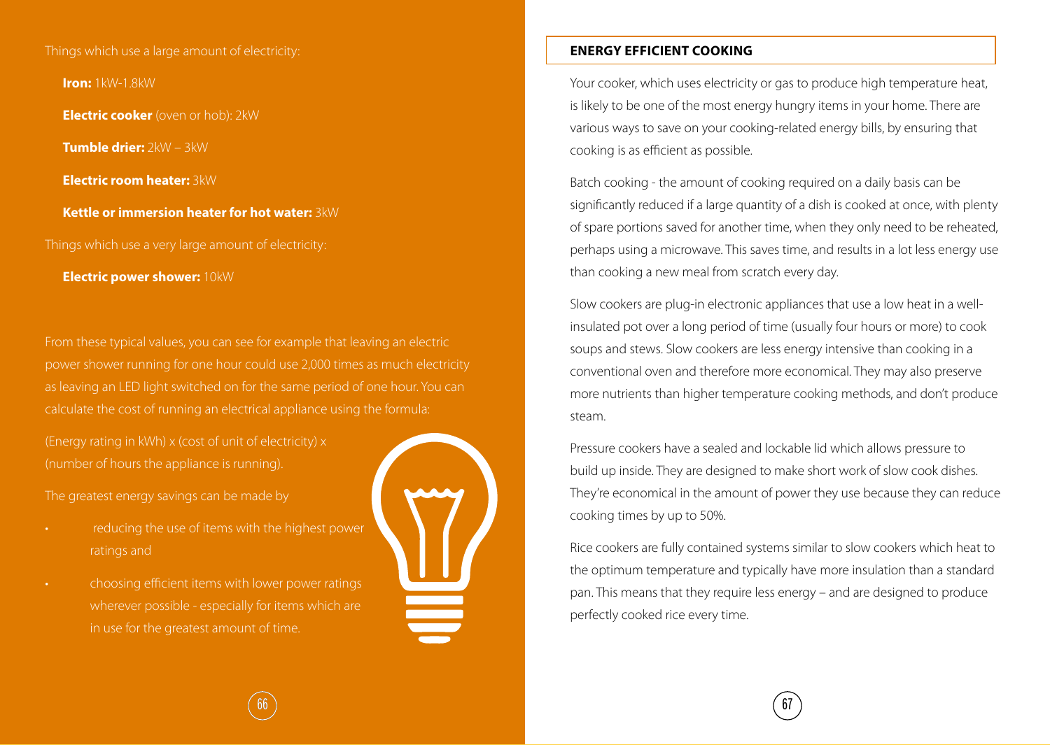Things which use a large amount of electricity:

**Iron:** 1kW-1.8kW

**Electric cooker** (oven or hob): 2kW

**Tumble drier:** 2kW – 3kW

**Electric room heater:** 3kW

**Kettle or immersion heater for hot water:** 3kW

Things which use a very large amount of electricity:

**Electric power shower:** 10kW

From these typical values, you can see for example that leaving an electric power shower running for one hour could use 2,000 times as much electricity as leaving an LED light switched on for the same period of one hour. You can calculate the cost of running an electrical appliance using the formula:

(Energy rating in kWh) x (cost of unit of electricity) x (number of hours the appliance is running).

The greatest energy savings can be made by

- reducing the use of items with the highest power ratings and
- choosing efficient items with lower power ratings wherever possible - especially for items which are in use for the greatest amount of time.

## ENERGY EFFICIENT COOKING

Your cooker, which uses electricity or gas to produce high temperature heat, is likely to be one of the most energy hungry items in your home. There are various ways to save on your cooking-related energy bills, by ensuring that cooking is as efficient as possible.

Batch cooking - the amount of cooking required on a daily basis can be significantly reduced if a large quantity of a dish is cooked at once, with plenty of spare portions saved for another time, when they only need to be reheated, perhaps using a microwave. This saves time, and results in a lot less energy use than cooking a new meal from scratch every day.

Slow cookers are plug-in electronic appliances that use a low heat in a well-insulated pot over a long period of time (usually four hours or more) to cook soups and stews. Slow cookers are less energy intensive than cooking in a conventional oven and therefore more economical. They may also preserve more nutrients than higher temperature cooking methods, and don't produce steam.

Pressure cookers have a sealed and lockable lid which allows pressure to build up inside. They are designed to make short work of slow cook dishes. They're economical in the amount of power they use because they can reduce cooking times by up to 50%.

Rice cookers are fully contained systems similar to slow cookers which heat to the optimum temperature and typically have more insulation than a standard pan. This means that they require less energy – and are designed to produce perfectly cooked rice every time.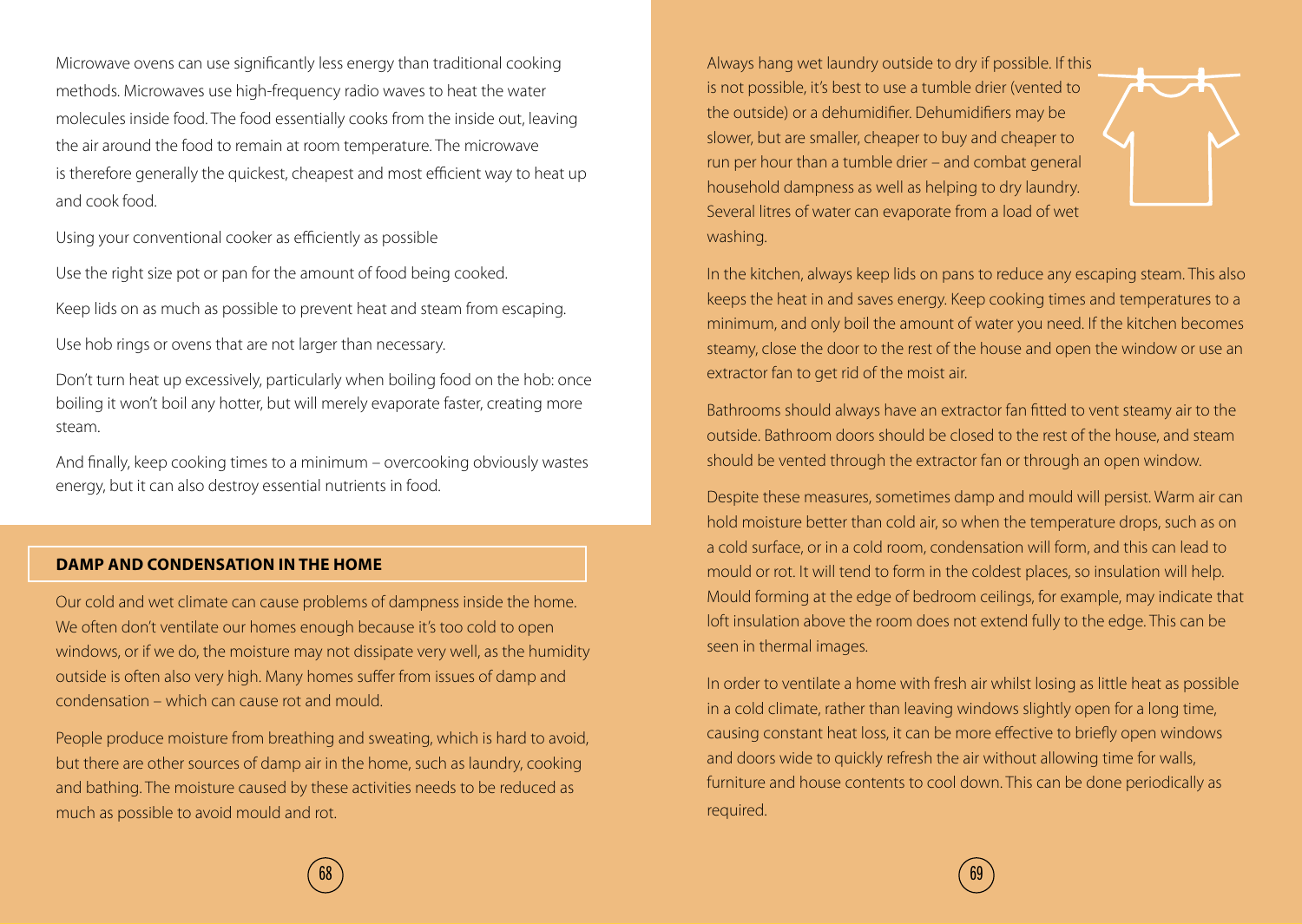Microwave ovens can use significantly less energy than traditional cooking methods. Microwaves use high-frequency radio waves to heat the water molecules inside food. The food essentially cooks from the inside out, leaving the air around the food to remain at room temperature. The microwave is therefore generally the quickest, cheapest and most efficient way to heat up and cook food.

Using your conventional cooker as efficiently as possible

Use the right size pot or pan for the amount of food being cooked.

Keep lids on as much as possible to prevent heat and steam from escaping.

Use hob rings or ovens that are not larger than necessary.

Don't turn heat up excessively, particularly when boiling food on the hob: once boiling it won't boil any hotter, but will merely evaporate faster, creating more steam.

And finally, keep cooking times to a minimum – overcooking obviously wastes energy, but it can also destroy essential nutrients in food.

## DAMP AND CONDENSATION IN THE HOME

Our cold and wet climate can cause problems of dampness inside the home. We often don't ventilate our homes enough because it's too cold to open windows, or if we do, the moisture may not dissipate very well, as the humidity outside is often also very high. Many homes suffer from issues of damp and condensation – which can cause rot and mould.

People produce moisture from breathing and sweating, which is hard to avoid, but there are other sources of damp air in the home, such as laundry, cooking and bathing. The moisture caused by these activities needs to be reduced as much as possible to avoid mould and rot.

Always hang wet laundry outside to dry if possible. If this is not possible, it's best to use a tumble drier (vented to the outside) or a dehumidifier. Dehumidifiers may be slower, but are smaller, cheaper to buy and cheaper to run per hour than a tumble drier – and combat general household dampness as well as helping to dry laundry. Several litres of water can evaporate from a load of wet washing.

In the kitchen, always keep lids on pans to reduce any escaping steam. This also keeps the heat in and saves energy. Keep cooking times and temperatures to a minimum, and only boil the amount of water you need. If the kitchen becomes steamy, close the door to the rest of the house and open the window or use an extractor fan to get rid of the moist air.

Bathrooms should always have an extractor fan fitted to vent steamy air to the outside. Bathroom doors should be closed to the rest of the house, and steam should be vented through the extractor fan or through an open window.

Despite these measures, sometimes damp and mould will persist. Warm air can hold moisture better than cold air, so when the temperature drops, such as on a cold surface, or in a cold room, condensation will form, and this can lead to mould or rot. It will tend to form in the coldest places, so insulation will help. Mould forming at the edge of bedroom ceilings, for example, may indicate that loft insulation above the room does not extend fully to the edge. This can be seen in thermal images.

In order to ventilate a home with fresh air whilst losing as little heat as possible in a cold climate, rather than leaving windows slightly open for a long time, causing constant heat loss, it can be more effective to briefly open windows and doors wide to quickly refresh the air without allowing time for walls, furniture and house contents to cool down. This can be done periodically as required.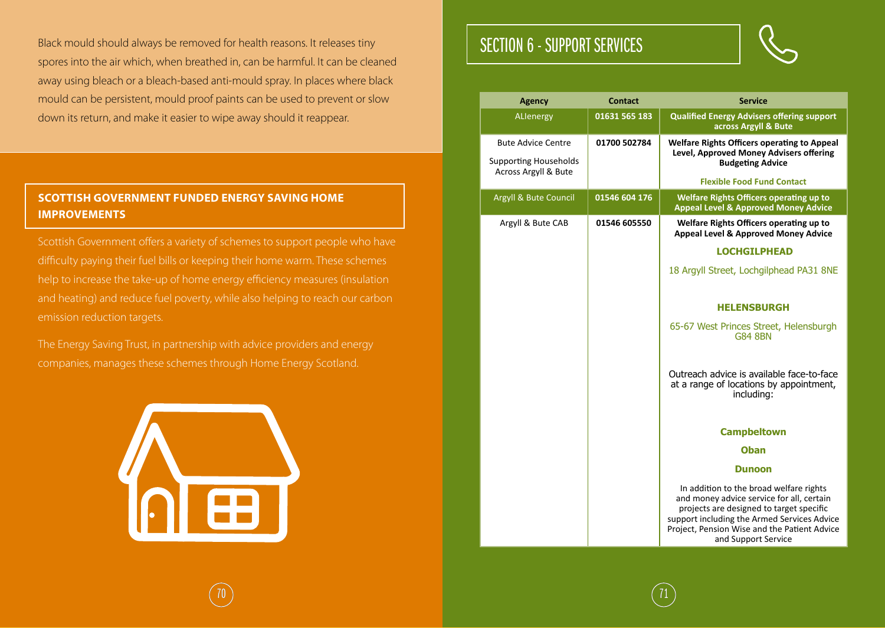Black mould should always be removed for health reasons. It releases tiny spores into the air which, when breathed in, can be harmful. It can be cleaned away using bleach or a bleach-based anti-mould spray. In places where black mould can be persistent, mould proof paints can be used to prevent or slow down its return, and make it easier to wipe away should it reappear.

## SCOTTISH GOVERNMENT FUNDED ENERGY SAVING HOME IMPROVEMENTS

Scottish Government offers a variety of schemes to support people who have difficulty paying their fuel bills or keeping their home warm. These schemes help to increase the take-up of home energy efficiency measures (insulation and heating) and reduce fuel poverty, while also helping to reach our carbon emission reduction targets.

The Energy Saving Trust, in partnership with advice providers and energy companies, manages these schemes through Home Energy Scotland.

# SECTION 6 - SUPPORT SERVICES

| Agency | Contact | Service |
|---|---|---|
| ALIenergy | 01631 565 183 | **Qualified Energy Advisers offering support across Argyll & Bute** |
| Bute Advice Centre<br><br>Supporting Households Across Argyll & Bute | 01700 502784 | **Welfare Rights Officers operating to Appeal Level, Approved Money Advisers offering Budgeting Advice**<br><br>**Flexible Food Fund Contact** |
| Argyll & Bute Council | 01546 604 176 | **Welfare Rights Officers operating up to Appeal Level & Approved Money Advice** |
| Argyll & Bute CAB | 01546 605550 | **Welfare Rights Officers operating up to Appeal Level & Approved Money Advice**<br><br>**LOCHGILPHEAD**<br><br>18 Argyll Street, Lochgilphead PA31 8NE<br><br>**HELENSBURGH**<br><br>65-67 West Princes Street, Helensburgh G84 8BN<br><br>Outreach advice is available face-to-face at a range of locations by appointment, including:<br><br>**Campbeltown**<br><br>**Oban**<br><br>**Dunoon**<br><br>In addition to the broad welfare rights and money advice service for all, certain projects are designed to target specific support including the Armed Services Advice Project, Pension Wise and the Patient Advice and Support Service |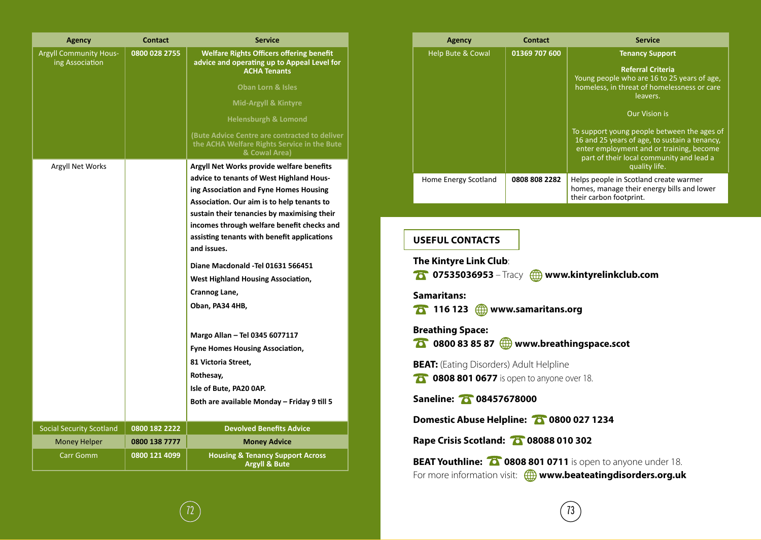| Agency | Contact | Service |
|---|---|---|
| Argyll Community Housing Association | **0800 028 2755** | **Welfare Rights Officers offering benefit advice and operating up to Appeal Level for ACHA Tenants**<br><br>**Oban Lorn & Isles**<br><br>**Mid-Argyll & Kintyre**<br><br>**Helensburgh & Lomond**<br><br>**(Bute Advice Centre are contracted to deliver the ACHA Welfare Rights Service in the Bute & Cowal Area)** |
| Argyll Net Works | | **Argyll Net Works provide welfare benefits advice to tenants of West Highland Housing Association and Fyne Homes Housing Association. Our aim is to help tenants to sustain their tenancies by maximising their incomes through welfare benefit checks and assisting tenants with benefit applications and issues.**<br><br>**Diane Macdonald -Tel 01631 566451**<br>**West Highland Housing Association,**<br>**Crannog Lane,**<br>**Oban, PA34 4HB,**<br><br>**Margo Allan – Tel 0345 6077117**<br>**Fyne Homes Housing Association,**<br>**81 Victoria Street,**<br>**Rothesay,**<br>**Isle of Bute, PA20 0AP.**<br>**Both are available Monday – Friday 9 till 5** |
| Social Security Scotland | **0800 182 2222** | **Devolved Benefits Advice** |
| Money Helper | **0800 138 7777** | **Money Advice** |
| Carr Gomm | **0800 121 4099** | **Housing & Tenancy Support Across Argyll & Bute** |

| Agency | Contact | Service |
|---|---|---|
| Help Bute & Cowal | **01369 707 600** | **Tenancy Support**<br><br>**Referral Criteria**<br>Young people who are 16 to 25 years of age, homeless, in threat of homelessness or care leavers.<br><br>Our Vision is<br><br>To support young people between the ages of 16 and 25 years of age, to sustain a tenancy, enter employment and or training, become part of their local community and lead a quality life. |
| Home Energy Scotland | **0808 808 2282** | Helps people in Scotland create warmer homes, manage their energy bills and lower their carbon footprint. |

## USEFUL CONTACTS

**The Kintyre Link Club**:
**07535036953** – Tracy **www.kintyrelinkclub.com**

**Samaritans:**
**116 123** **www.samaritans.org**

**Breathing Space:**
**0800 83 85 87** **www.breathingspace.scot**

**BEAT:** (Eating Disorders) Adult Helpline
**0808 801 0677** is open to anyone over 18.

**Saneline:** **08457678000**

**Domestic Abuse Helpline:** **0800 027 1234**

**Rape Crisis Scotland:** **08088 010 302**

**BEAT Youthline:** **0808 801 0711** is open to anyone under 18.
For more information visit: **www.beateatingdisorders.org.uk**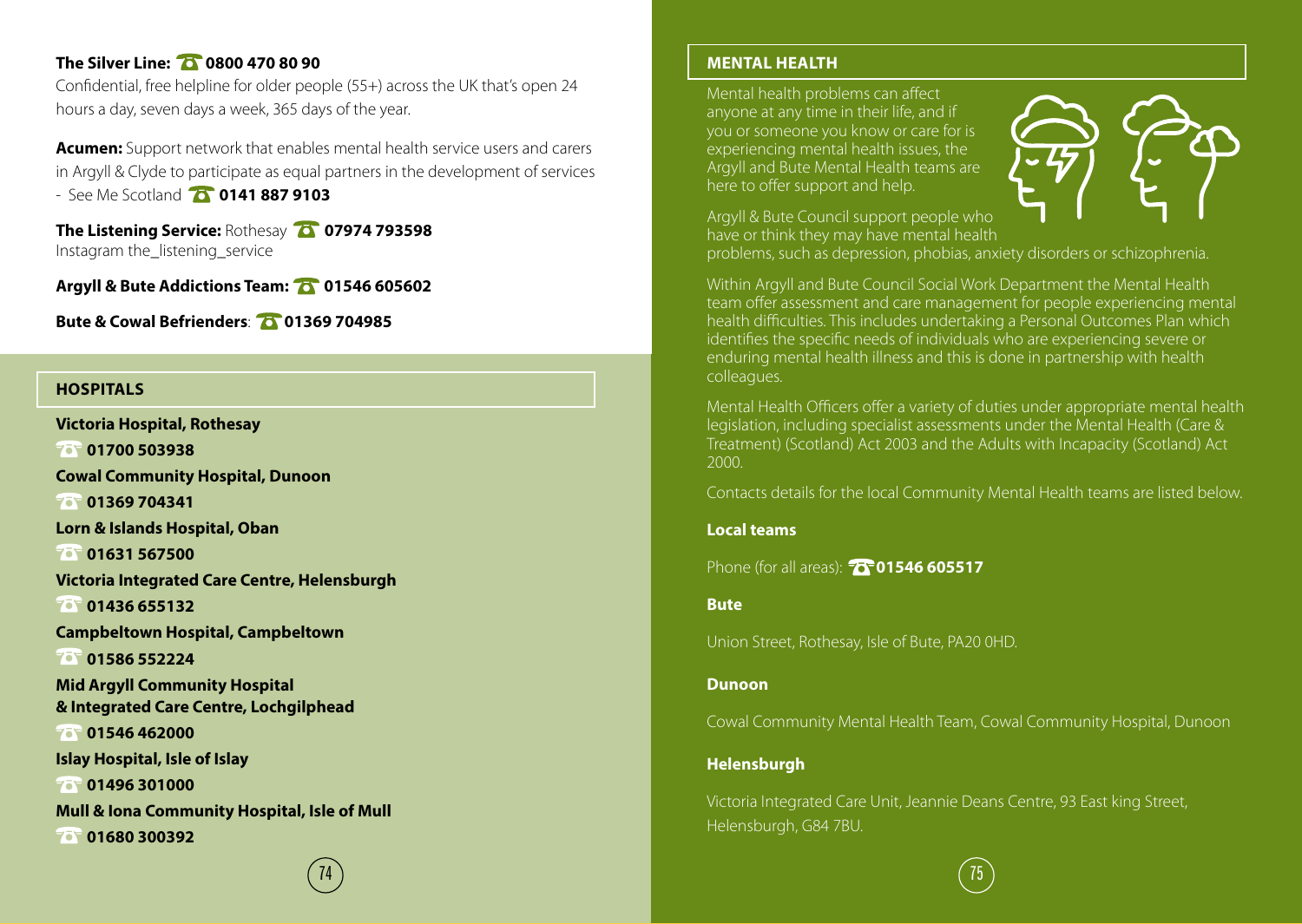**The Silver Line:** ☎ **0800 470 80 90**
Confidential, free helpline for older people (55+) across the UK that's open 24 hours a day, seven days a week, 365 days of the year.

**Acumen:** Support network that enables mental health service users and carers in Argyll & Clyde to participate as equal partners in the development of services - See Me Scotland ☎ **0141 887 9103**

**The Listening Service:** Rothesay ☎ **07974 793598**
Instagram the_listening_service

**Argyll & Bute Addictions Team:** ☎ **01546 605602**

**Bute & Cowal Befrienders**: ☎ **01369 704985**

## HOSPITALS

**Victoria Hospital, Rothesay**
☎ **01700 503938**

**Cowal Community Hospital, Dunoon**
☎ **01369 704341**

**Lorn & Islands Hospital, Oban**
☎ **01631 567500**

**Victoria Integrated Care Centre, Helensburgh**
☎ **01436 655132**

**Campbeltown Hospital, Campbeltown**
☎ **01586 552224**

**Mid Argyll Community Hospital & Integrated Care Centre, Lochgilphead**
☎ **01546 462000**

**Islay Hospital, Isle of Islay**
☎ **01496 301000**

**Mull & Iona Community Hospital, Isle of Mull**
☎ **01680 300392**

## MENTAL HEALTH

Mental health problems can affect anyone at any time in their life, and if you or someone you know or care for is experiencing mental health issues, the Argyll and Bute Mental Health teams are here to offer support and help.

Argyll & Bute Council support people who have or think they may have mental health problems, such as depression, phobias, anxiety disorders or schizophrenia.

Within Argyll and Bute Council Social Work Department the Mental Health team offer assessment and care management for people experiencing mental health difficulties. This includes undertaking a Personal Outcomes Plan which identifies the specific needs of individuals who are experiencing severe or enduring mental health illness and this is done in partnership with health colleagues.

Mental Health Officers offer a variety of duties under appropriate mental health legislation, including specialist assessments under the Mental Health (Care & Treatment) (Scotland) Act 2003 and the Adults with Incapacity (Scotland) Act 2000.

Contacts details for the local Community Mental Health teams are listed below.

**Local teams**

Phone (for all areas): ☎ **01546 605517**

**Bute**

Union Street, Rothesay, Isle of Bute, PA20 0HD.

**Dunoon**

Cowal Community Mental Health Team, Cowal Community Hospital, Dunoon

**Helensburgh**

Victoria Integrated Care Unit, Jeannie Deans Centre, 93 East king Street, Helensburgh, G84 7BU.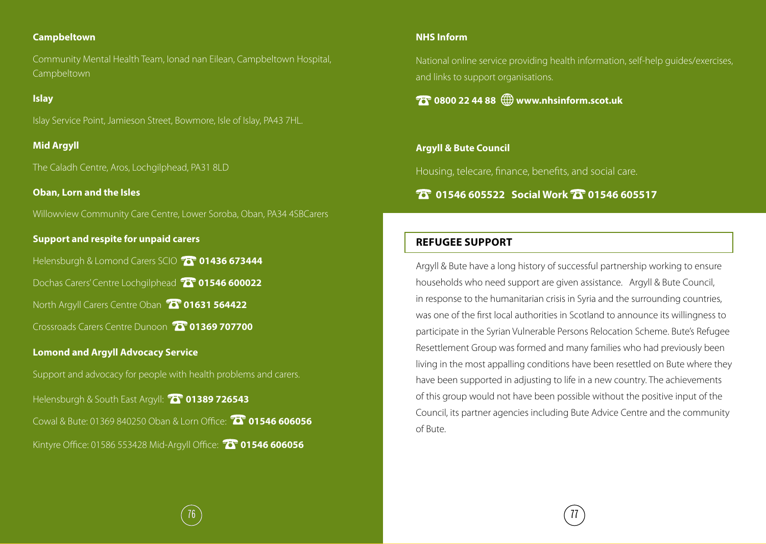**Campbeltown**

Community Mental Health Team, Ionad nan Eilean, Campbeltown Hospital, Campbeltown

**Islay**

Islay Service Point, Jamieson Street, Bowmore, Isle of Islay, PA43 7HL.

**Mid Argyll**

The Caladh Centre, Aros, Lochgilphead, PA31 8LD

**Oban, Lorn and the Isles**

Willowview Community Care Centre, Lower Soroba, Oban, PA34 4SBCarers

**Support and respite for unpaid carers**

Helensburgh & Lomond Carers SCIO ☎ **01436 673444**

Dochas Carers' Centre Lochgilphead ☎ **01546 600022**

North Argyll Carers Centre Oban ☎ **01631 564422**

Crossroads Carers Centre Dunoon ☎ **01369 707700**

**Lomond and Argyll Advocacy Service**

Support and advocacy for people with health problems and carers.

Helensburgh & South East Argyll: ☎ **01389 726543**

Cowal & Bute: 01369 840250 Oban & Lorn Office: ☎ **01546 606056**

Kintyre Office: 01586 553428 Mid-Argyll Office: ☎ **01546 606056**

**NHS Inform**

National online service providing health information, self-help guides/exercises, and links to support organisations.

☎ **0800 22 44 88** 🌐 **www.nhsinform.scot.uk**

**Argyll & Bute Council**

Housing, telecare, finance, benefits, and social care.

☎ **01546 605522 Social Work** ☎ **01546 605517**

## REFUGEE SUPPORT

Argyll & Bute have a long history of successful partnership working to ensure households who need support are given assistance. Argyll & Bute Council, in response to the humanitarian crisis in Syria and the surrounding countries, was one of the first local authorities in Scotland to announce its willingness to participate in the Syrian Vulnerable Persons Relocation Scheme. Bute's Refugee Resettlement Group was formed and many families who had previously been living in the most appalling conditions have been resettled on Bute where they have been supported in adjusting to life in a new country. The achievements of this group would not have been possible without the positive input of the Council, its partner agencies including Bute Advice Centre and the community of Bute.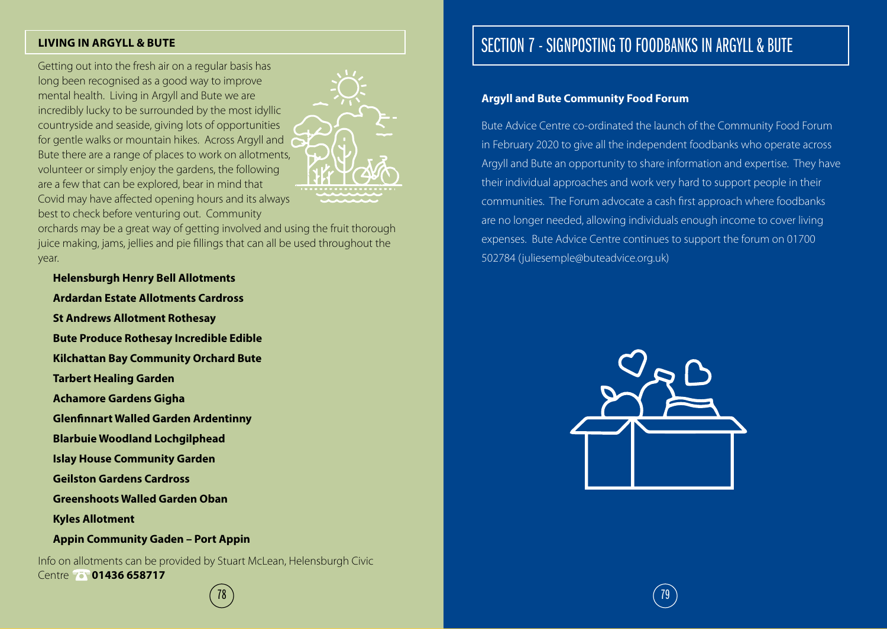## LIVING IN ARGYLL & BUTE

Getting out into the fresh air on a regular basis has long been recognised as a good way to improve mental health. Living in Argyll and Bute we are incredibly lucky to be surrounded by the most idyllic countryside and seaside, giving lots of opportunities for gentle walks or mountain hikes. Across Argyll and Bute there are a range of places to work on allotments, volunteer or simply enjoy the gardens, the following are a few that can be explored, bear in mind that Covid may have affected opening hours and its always best to check before venturing out. Community orchards may be a great way of getting involved and using the fruit thorough juice making, jams, jellies and pie fillings that can all be used throughout the year.

- **Helensburgh Henry Bell Allotments**
- **Ardardan Estate Allotments Cardross**
- **St Andrews Allotment Rothesay**
- **Bute Produce Rothesay Incredible Edible**
- **Kilchattan Bay Community Orchard Bute**
- **Tarbert Healing Garden**
- **Achamore Gardens Gigha**
- **Glenfinnart Walled Garden Ardentinny**
- **Blarbuie Woodland Lochgilphead**
- **Islay House Community Garden**
- **Geilston Gardens Cardross**
- **Greenshoots Walled Garden Oban**
- **Kyles Allotment**
- **Appin Community Gaden – Port Appin**

Info on allotments can be provided by Stuart McLean, Helensburgh Civic Centre ☎ **01436 658717**

# SECTION 7 - SIGNPOSTING TO FOODBANKS IN ARGYLL & BUTE

### Argyll and Bute Community Food Forum

Bute Advice Centre co-ordinated the launch of the Community Food Forum in February 2020 to give all the independent foodbanks who operate across Argyll and Bute an opportunity to share information and expertise. They have their individual approaches and work very hard to support people in their communities. The Forum advocate a cash first approach where foodbanks are no longer needed, allowing individuals enough income to cover living expenses. Bute Advice Centre continues to support the forum on 01700 502784 (juliesemple@buteadvice.org.uk)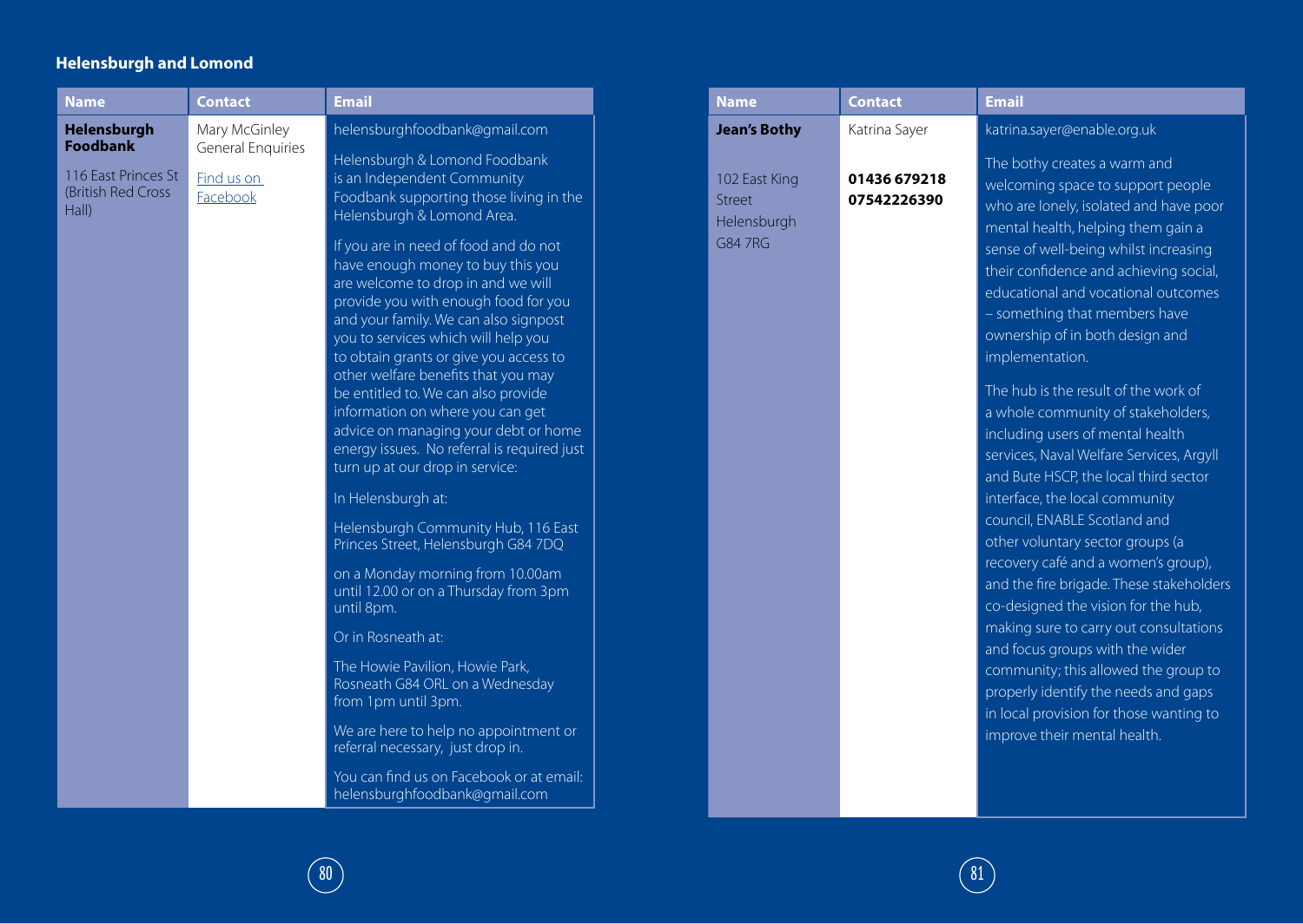## Helensburgh and Lomond

| Name | Contact | Email |
|---|---|---|
| **Helensburgh Foodbank**<br><br>116 East Princes St (British Red Cross Hall) | Mary McGinley General Enquiries<br><br>Find us on Facebook | helensburghfoodbank@gmail.com<br><br>Helensburgh & Lomond Foodbank is an Independent Community Foodbank supporting those living in the Helensburgh & Lomond Area.<br><br>If you are in need of food and do not have enough money to buy this you are welcome to drop in and we will provide you with enough food for you and your family. We can also signpost you to services which will help you to obtain grants or give you access to other welfare benefits that you may be entitled to. We can also provide information on where you can get advice on managing your debt or home energy issues. No referral is required just turn up at our drop in service:<br><br>In Helensburgh at:<br><br>Helensburgh Community Hub, 116 East Princes Street, Helensburgh G84 7DQ<br><br>on a Monday morning from 10.00am until 12.00 or on a Thursday from 3pm until 8pm.<br><br>Or in Rosneath at:<br><br>The Howie Pavilion, Howie Park, Rosneath G84 0RL on a Wednesday from 1pm until 3pm.<br><br>We are here to help no appointment or referral necessary, just drop in.<br><br>You can find us on Facebook or at email: helensburghfoodbank@gmail.com |
| **Jean's Bothy**<br><br>102 East King Street Helensburgh G84 7RG | Katrina Sayer<br><br>**01436 679218**<br>**07542226390** | katrina.sayer@enable.org.uk<br><br>The bothy creates a warm and welcoming space to support people who are lonely, isolated and have poor mental health, helping them gain a sense of well-being whilst increasing their confidence and achieving social, educational and vocational outcomes – something that members have ownership of in both design and implementation.<br><br>The hub is the result of the work of a whole community of stakeholders, including users of mental health services, Naval Welfare Services, Argyll and Bute HSCP, the local third sector interface, the local community council, ENABLE Scotland and other voluntary sector groups (a recovery café and a women's group), and the fire brigade. These stakeholders co-designed the vision for the hub, making sure to carry out consultations and focus groups with the wider community; this allowed the group to properly identify the needs and gaps in local provision for those wanting to improve their mental health. |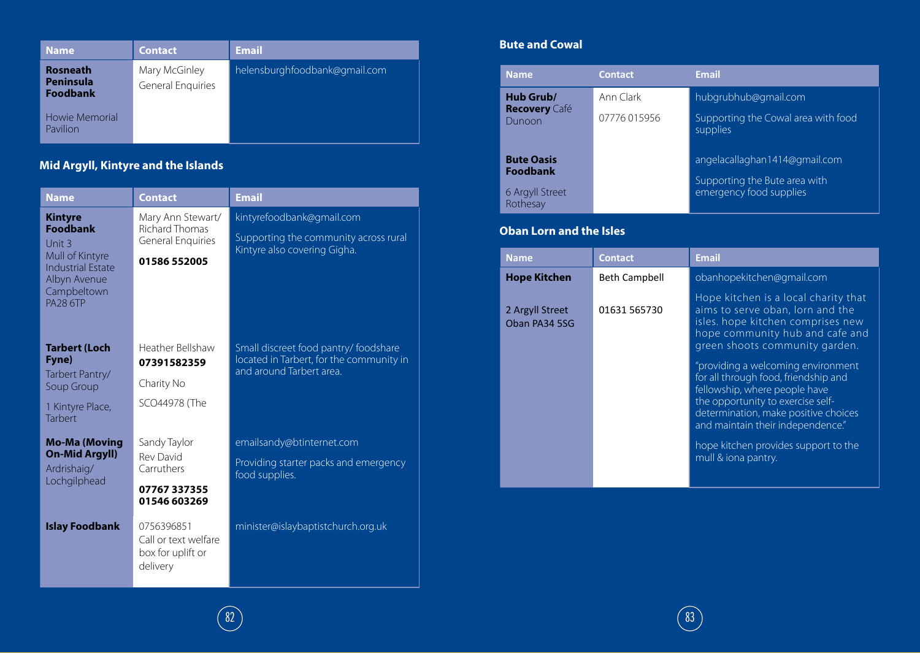| Name | Contact | Email |
|---|---|---|
| **Rosneath Peninsula Foodbank**<br><br>Howie Memorial Pavilion | Mary McGinley<br>General Enquiries | helensburghfoodbank@gmail.com |

## Mid Argyll, Kintyre and the Islands

| Name | Contact | Email |
|---|---|---|
| **Kintyre Foodbank**<br>Unit 3<br>Mull of Kintyre Industrial Estate<br>Albyn Avenue<br>Campbeltown<br>PA28 6TP | Mary Ann Stewart/ Richard Thomas<br>General Enquiries<br><br>**01586 552005** | kintyrefoodbank@gmail.com<br><br>Supporting the community across rural Kintyre also covering Gigha. |
| **Tarbert (Loch Fyne)**<br>Tarbert Pantry/ Soup Group<br><br>1 Kintyre Place, Tarbert | Heather Bellshaw<br>**07391582359**<br><br>Charity No<br><br>SCO44978 (The | Small discreet food pantry/ foodshare located in Tarbert, for the community in and around Tarbert area. |
| **Mo-Ma (Moving On-Mid Argyll)**<br>Ardrishaig/ Lochgilphead | Sandy Taylor<br>Rev David Carruthers<br><br>**07767 337355**<br>**01546 603269** | emailsandy@btinternet.com<br><br>Providing starter packs and emergency food supplies. |
| **Islay Foodbank** | 0756396851<br>Call or text welfare box for uplift or delivery | minister@islaybaptistchurch.org.uk |

## Bute and Cowal

| Name | Contact | Email |
|---|---|---|
| **Hub Grub/ Recovery** Café<br>Dunoon | Ann Clark<br><br>07776 015956 | hubgrubhub@gmail.com<br><br>Supporting the Cowal area with food supplies |
| **Bute Oasis Foodbank**<br><br>6 Argyll Street<br>Rothesay | | angelacallaghan1414@gmail.com<br><br>Supporting the Bute area with emergency food supplies |

## Oban Lorn and the Isles

| Name | Contact | Email |
|---|---|---|
| **Hope Kitchen**<br><br>2 Argyll Street<br>Oban PA34 5SG | Beth Campbell<br><br>01631 565730 | obanhopekitchen@gmail.com<br><br>Hope kitchen is a local charity that aims to serve oban, lorn and the isles. hope kitchen comprises new hope community hub and cafe and green shoots community garden.<br><br>"providing a welcoming environment for all through food, friendship and fellowship, where people have the opportunity to exercise self-determination, make positive choices and maintain their independence."<br><br>hope kitchen provides support to the mull & iona pantry. |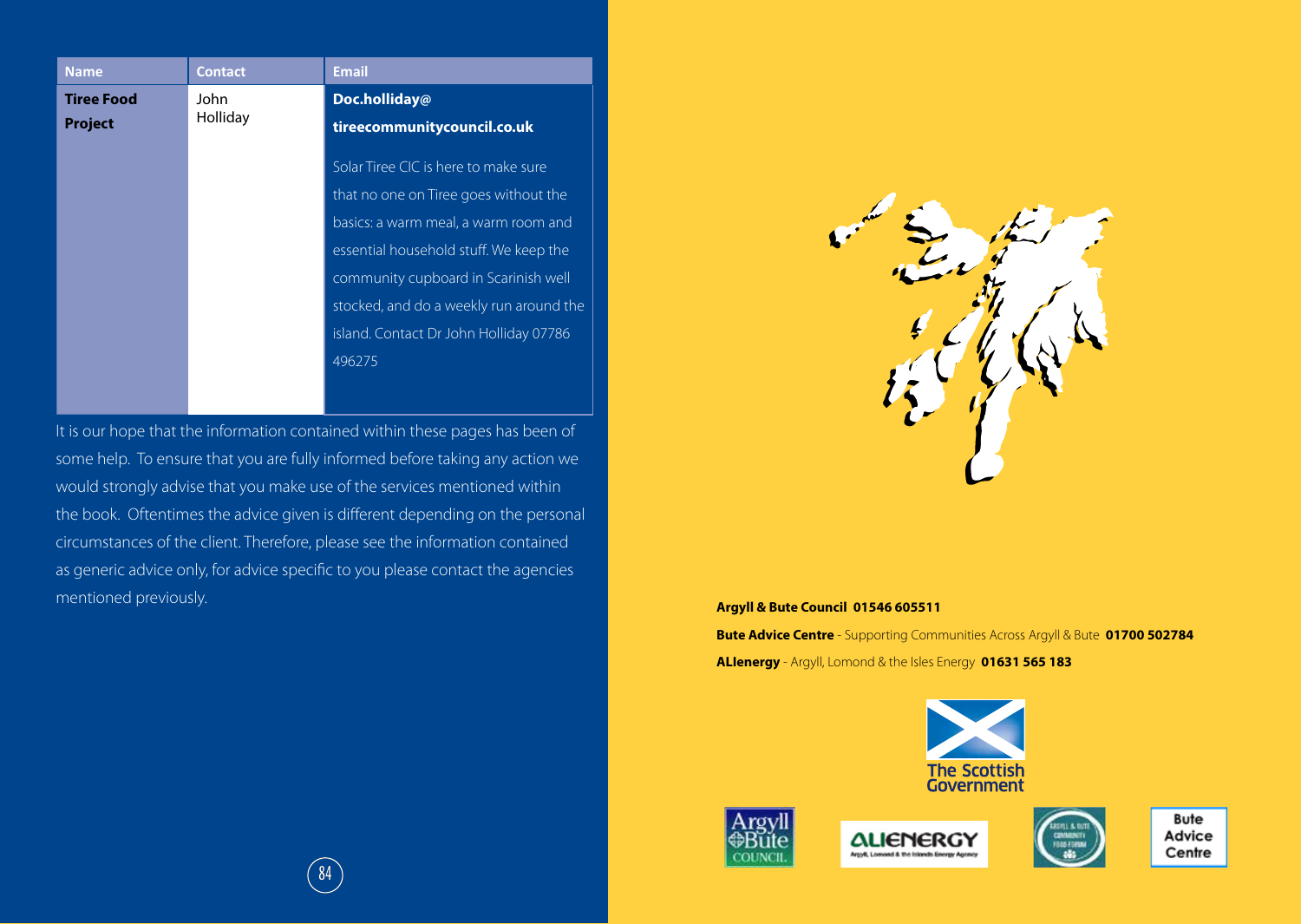| Name | Contact | Email |
|---|---|---|
| **Tiree Food Project** | John Holliday | **Doc.holliday@tireecommunitycouncil.co.uk**<br><br>Solar Tiree CIC is here to make sure that no one on Tiree goes without the basics: a warm meal, a warm room and essential household stuff. We keep the community cupboard in Scarinish well stocked, and do a weekly run around the island. Contact Dr John Holliday 07786 496275 |

It is our hope that the information contained within these pages has been of some help. To ensure that you are fully informed before taking any action we would strongly advise that you make use of the services mentioned within the book. Oftentimes the advice given is different depending on the personal circumstances of the client. Therefore, please see the information contained as generic advice only, for advice specific to you please contact the agencies mentioned previously.

**Argyll & Bute Council 01546 605511**

**Bute Advice Centre** - Supporting Communities Across Argyll & Bute **01700 502784**

**ALIenergy** - Argyll, Lomond & the Isles Energy **01631 565 183**

The Scottish Government

Argyll Bute Council

ALIENERGY Argyll, Lomond & the Islands Energy Agency

Argyll & Bute Community Food Forum

Bute Advice Centre